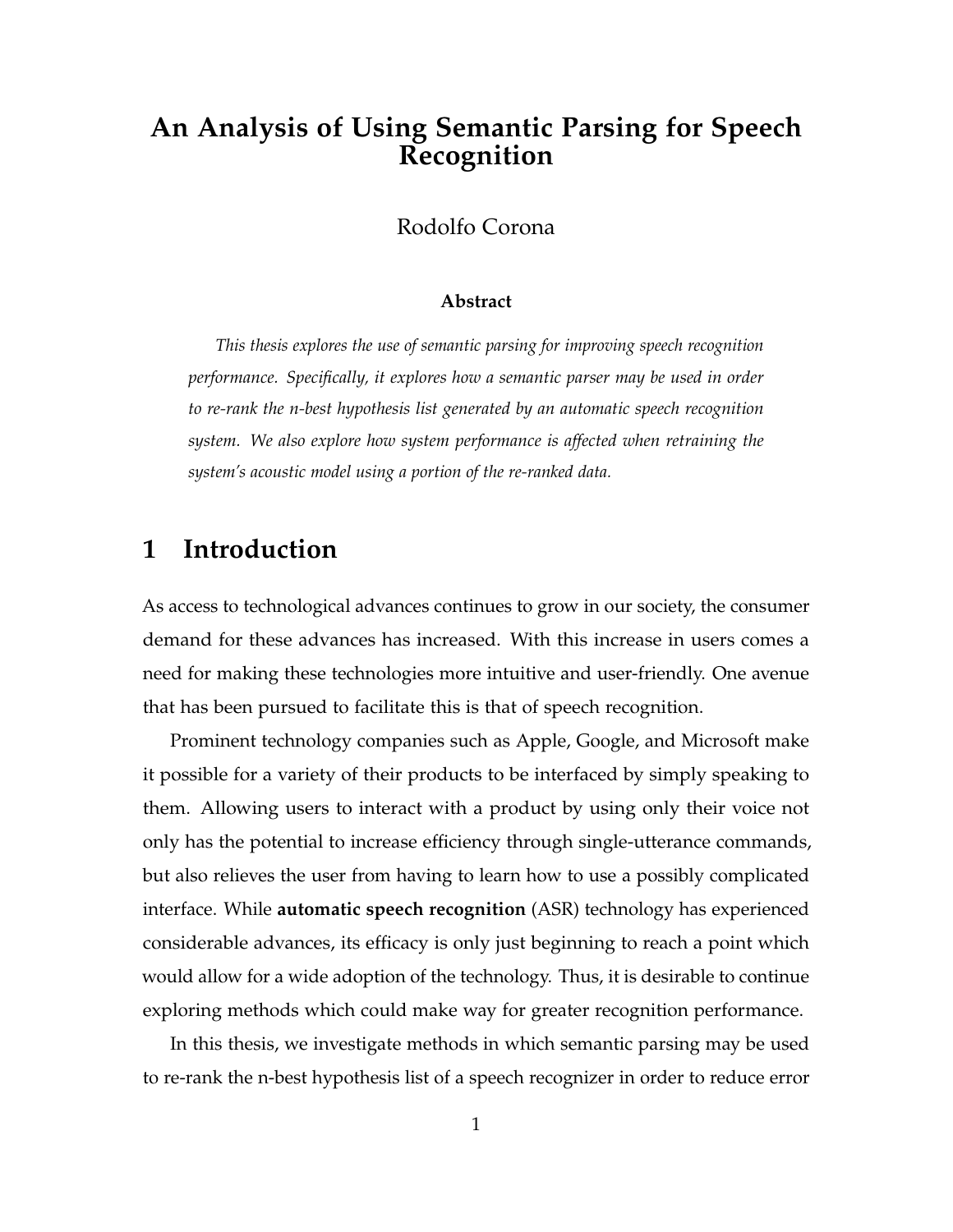# An Analysis of Using Semantic Parsing for Speech Recognition

Rodolfo Corona

**Abstract**

*This thesis explores the use of semantic parsing for improving speech recognition performance. Specifically, it explores how a semantic parser may be used in order to re-rank the n-best hypothesis list generated by an automatic speech recognition system. We also explore how system performance is affected when retraining the system's acoustic model using a portion of the re-ranked data.*

## 1 Introduction

As access to technological advances continues to grow in our society, the consumer demand for these advances has increased. With this increase in users comes a need for making these technologies more intuitive and user-friendly. One avenue that has been pursued to facilitate this is that of speech recognition.

Prominent technology companies such as Apple, Google, and Microsoft make it possible for a variety of their products to be interfaced by simply speaking to them. Allowing users to interact with a product by using only their voice not only has the potential to increase efficiency through single-utterance commands, but also relieves the user from having to learn how to use a possibly complicated interface. While **automatic speech recognition** (ASR) technology has experienced considerable advances, its efficacy is only just beginning to reach a point which would allow for a wide adoption of the technology. Thus, it is desirable to continue exploring methods which could make way for greater recognition performance.

In this thesis, we investigate methods in which semantic parsing may be used to re-rank the n-best hypothesis list of a speech recognizer in order to reduce error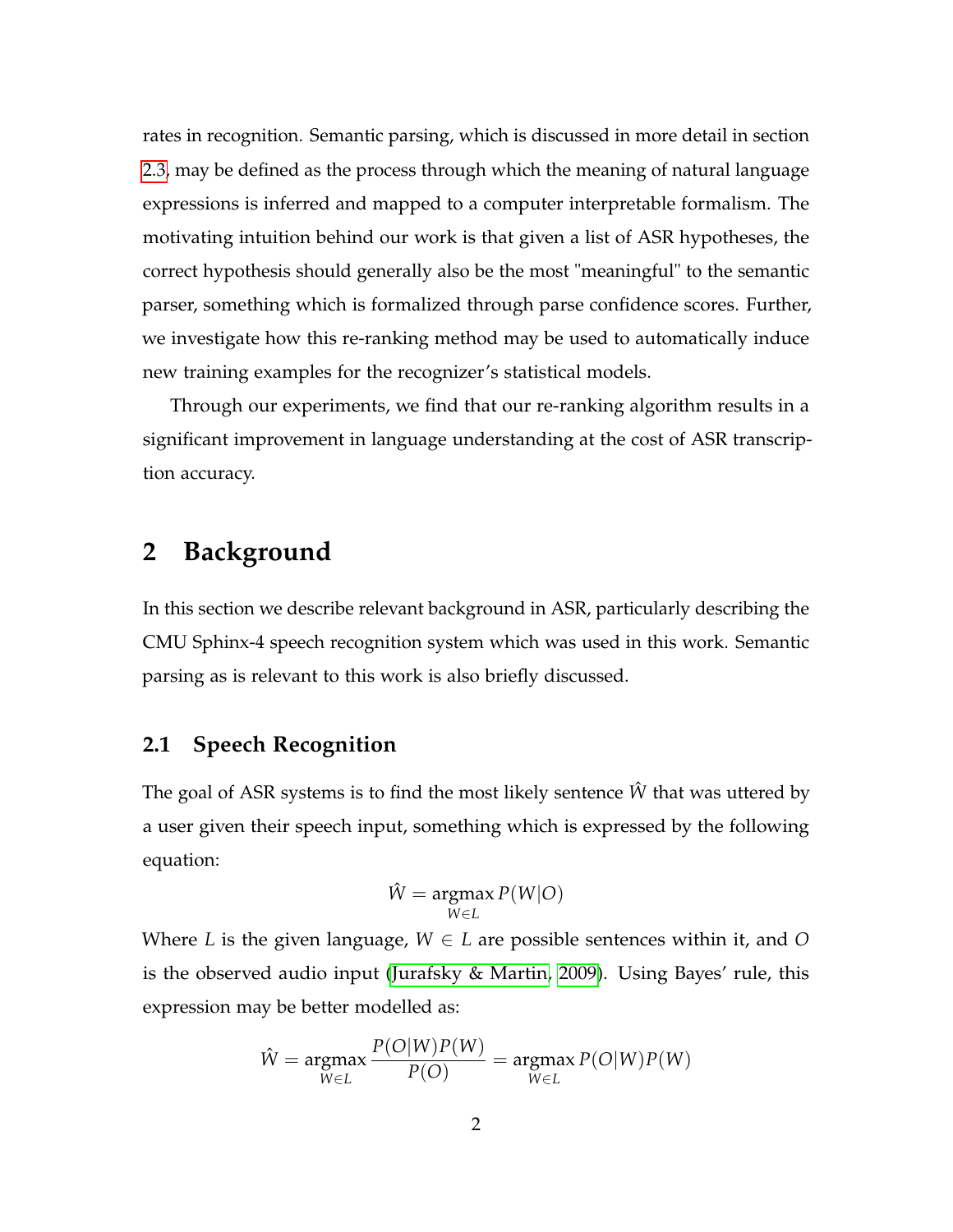rates in recognition. Semantic parsing, which is discussed in more detail in section 2.3, may be defined as the process through which the meaning of natural language expressions is inferred and mapped to a computer interpretable formalism. The motivating intuition behind our work is that given a list of ASR hypotheses, the correct hypothesis should generally also be the most "meaningful" to the semantic parser, something which is formalized through parse confidence scores. Further, we investigate how this re-ranking method may be used to automatically induce new training examples for the recognizer's statistical models.

Through our experiments, we find that our re-ranking algorithm results in a significant improvement in language understanding at the cost of ASR transcription accuracy.

# 2 Background

In this section we describe relevant background in ASR, particularly describing the CMU Sphinx-4 speech recognition system which was used in this work. Semantic parsing as is relevant to this work is also briefly discussed.

## 2.1 Speech Recognition

The goal of ASR systems is to find the most likely sentence $\hat{W}$ that was uttered by a user given their speech input, something which is expressed by the following equation:

$$\hat{W} = \underset{W \in L}{\operatorname{argmax}} \, P(W|O)$$

Where $L$ is the given language, $W \in L$ are possible sentences within it, and $O$ is the observed audio input (Jurafsky & Martin, 2009). Using Bayes' rule, this expression may be better modelled as:

$$\hat{W} = \underset{W \in L}{\operatorname{argmax}} \, \frac{P(O|W)P(W)}{P(O)} = \underset{W \in L}{\operatorname{argmax}} \, P(O|W)P(W)$$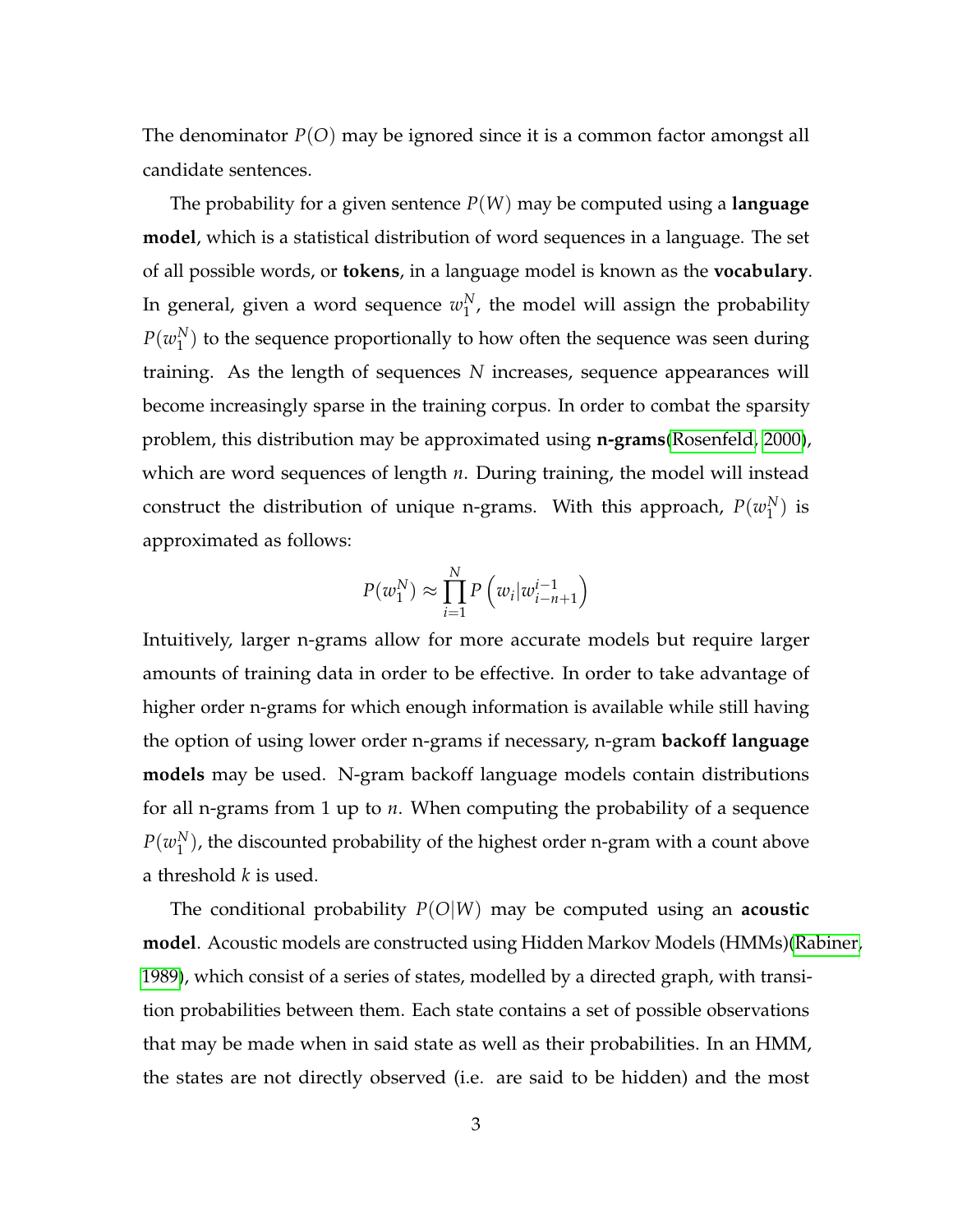The denominator $P(O)$ may be ignored since it is a common factor amongst all candidate sentences.

The probability for a given sentence $P(W)$ may be computed using a **language model**, which is a statistical distribution of word sequences in a language. The set of all possible words, or **tokens**, in a language model is known as the **vocabulary**. In general, given a word sequence $w_1^N$, the model will assign the probability $P(w_1^N)$ to the sequence proportionally to how often the sequence was seen during training. As the length of sequences $N$ increases, sequence appearances will become increasingly sparse in the training corpus. In order to combat the sparsity problem, this distribution may be approximated using **n-grams**(Rosenfeld, 2000), which are word sequences of length $n$. During training, the model will instead construct the distribution of unique n-grams. With this approach, $P(w_1^N)$ is approximated as follows:

$$P(w_1^N) \approx \prod_{i=1}^{N} P\left(w_i | w_{i-n+1}^{i-1}\right)$$

Intuitively, larger n-grams allow for more accurate models but require larger amounts of training data in order to be effective. In order to take advantage of higher order n-grams for which enough information is available while still having the option of using lower order n-grams if necessary, n-gram **backoff language models** may be used. N-gram backoff language models contain distributions for all n-grams from 1 up to $n$. When computing the probability of a sequence $P(w_1^N)$, the discounted probability of the highest order n-gram with a count above a threshold $k$ is used.

The conditional probability $P(O|W)$ may be computed using an **acoustic model**. Acoustic models are constructed using Hidden Markov Models (HMMs)(Rabiner, 1989), which consist of a series of states, modelled by a directed graph, with transition probabilities between them. Each state contains a set of possible observations that may be made when in said state as well as their probabilities. In an HMM, the states are not directly observed (i.e. are said to be hidden) and the most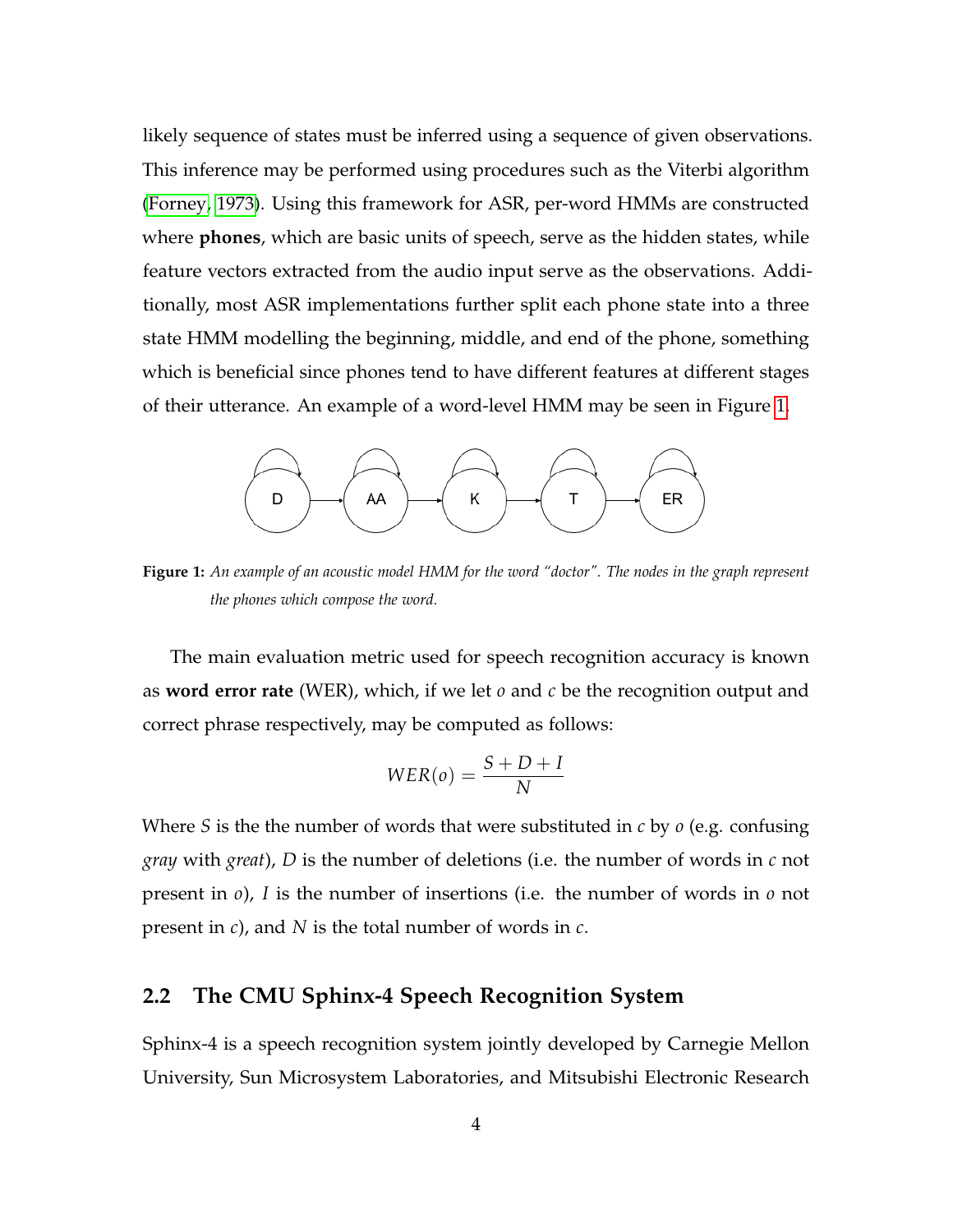likely sequence of states must be inferred using a sequence of given observations. This inference may be performed using procedures such as the Viterbi algorithm (Forney, 1973). Using this framework for ASR, per-word HMMs are constructed where **phones**, which are basic units of speech, serve as the hidden states, while feature vectors extracted from the audio input serve as the observations. Additionally, most ASR implementations further split each phone state into a three state HMM modelling the beginning, middle, and end of the phone, something which is beneficial since phones tend to have different features at different stages of their utterance. An example of a word-level HMM may be seen in Figure 1.

D → AA → K → T → ER

**Figure 1:** *An example of an acoustic model HMM for the word "doctor". The nodes in the graph represent the phones which compose the word.*

The main evaluation metric used for speech recognition accuracy is known as **word error rate** (WER), which, if we let $o$ and $c$ be the recognition output and correct phrase respectively, may be computed as follows:

$$WER(o) = \frac{S + D + I}{N}$$

Where $S$ is the the number of words that were substituted in $c$ by $o$ (e.g. confusing *gray* with *great*), $D$ is the number of deletions (i.e. the number of words in $c$ not present in $o$), $I$ is the number of insertions (i.e. the number of words in $o$ not present in $c$), and $N$ is the total number of words in $c$.

## 2.2 The CMU Sphinx-4 Speech Recognition System

Sphinx-4 is a speech recognition system jointly developed by Carnegie Mellon University, Sun Microsystem Laboratories, and Mitsubishi Electronic Research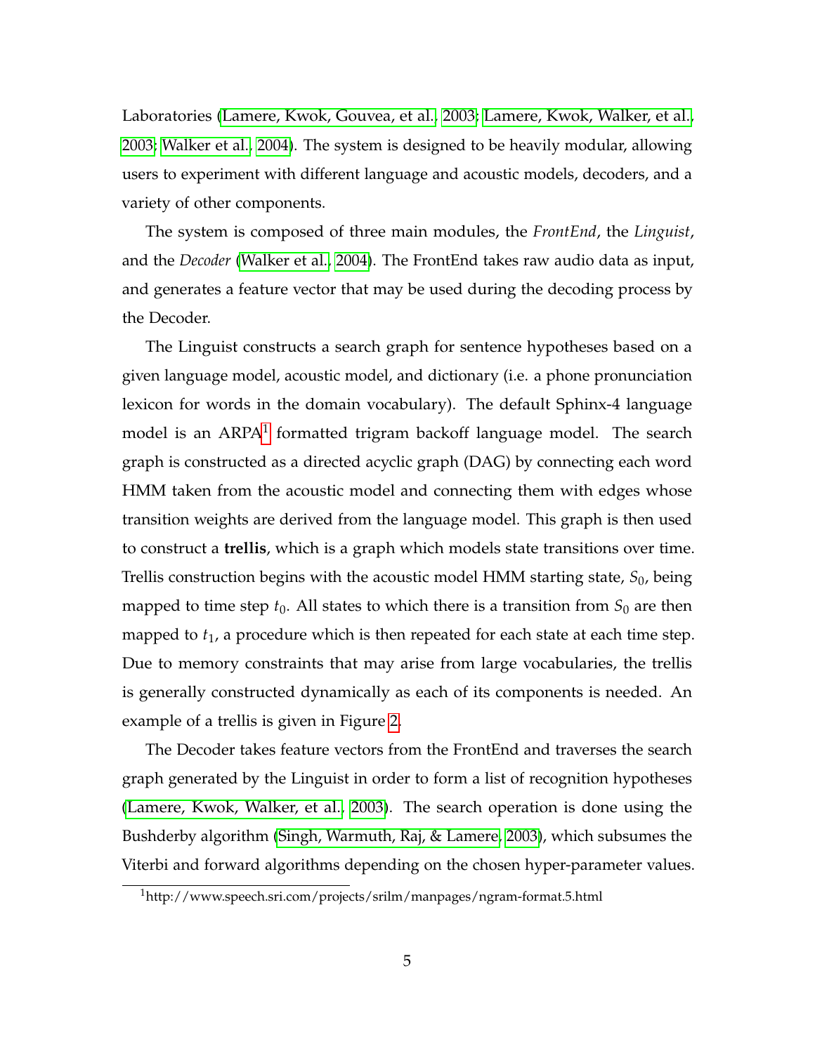Laboratories (Lamere, Kwok, Gouvea, et al., 2003; Lamere, Kwok, Walker, et al., 2003; Walker et al., 2004). The system is designed to be heavily modular, allowing users to experiment with different language and acoustic models, decoders, and a variety of other components.

The system is composed of three main modules, the *FrontEnd*, the *Linguist*, and the *Decoder* (Walker et al., 2004). The FrontEnd takes raw audio data as input, and generates a feature vector that may be used during the decoding process by the Decoder.

The Linguist constructs a search graph for sentence hypotheses based on a given language model, acoustic model, and dictionary (i.e. a phone pronunciation lexicon for words in the domain vocabulary). The default Sphinx-4 language model is an ARPA[1] formatted trigram backoff language model. The search graph is constructed as a directed acyclic graph (DAG) by connecting each word HMM taken from the acoustic model and connecting them with edges whose transition weights are derived from the language model. This graph is then used to construct a **trellis**, which is a graph which models state transitions over time. Trellis construction begins with the acoustic model HMM starting state, $S_0$, being mapped to time step $t_0$. All states to which there is a transition from $S_0$ are then mapped to $t_1$, a procedure which is then repeated for each state at each time step. Due to memory constraints that may arise from large vocabularies, the trellis is generally constructed dynamically as each of its components is needed. An example of a trellis is given in Figure 2.

The Decoder takes feature vectors from the FrontEnd and traverses the search graph generated by the Linguist in order to form a list of recognition hypotheses (Lamere, Kwok, Walker, et al., 2003). The search operation is done using the Bushderby algorithm (Singh, Warmuth, Raj, & Lamere, 2003), which subsumes the Viterbi and forward algorithms depending on the chosen hyper-parameter values.

[1] http://www.speech.sri.com/projects/srilm/manpages/ngram-format.5.html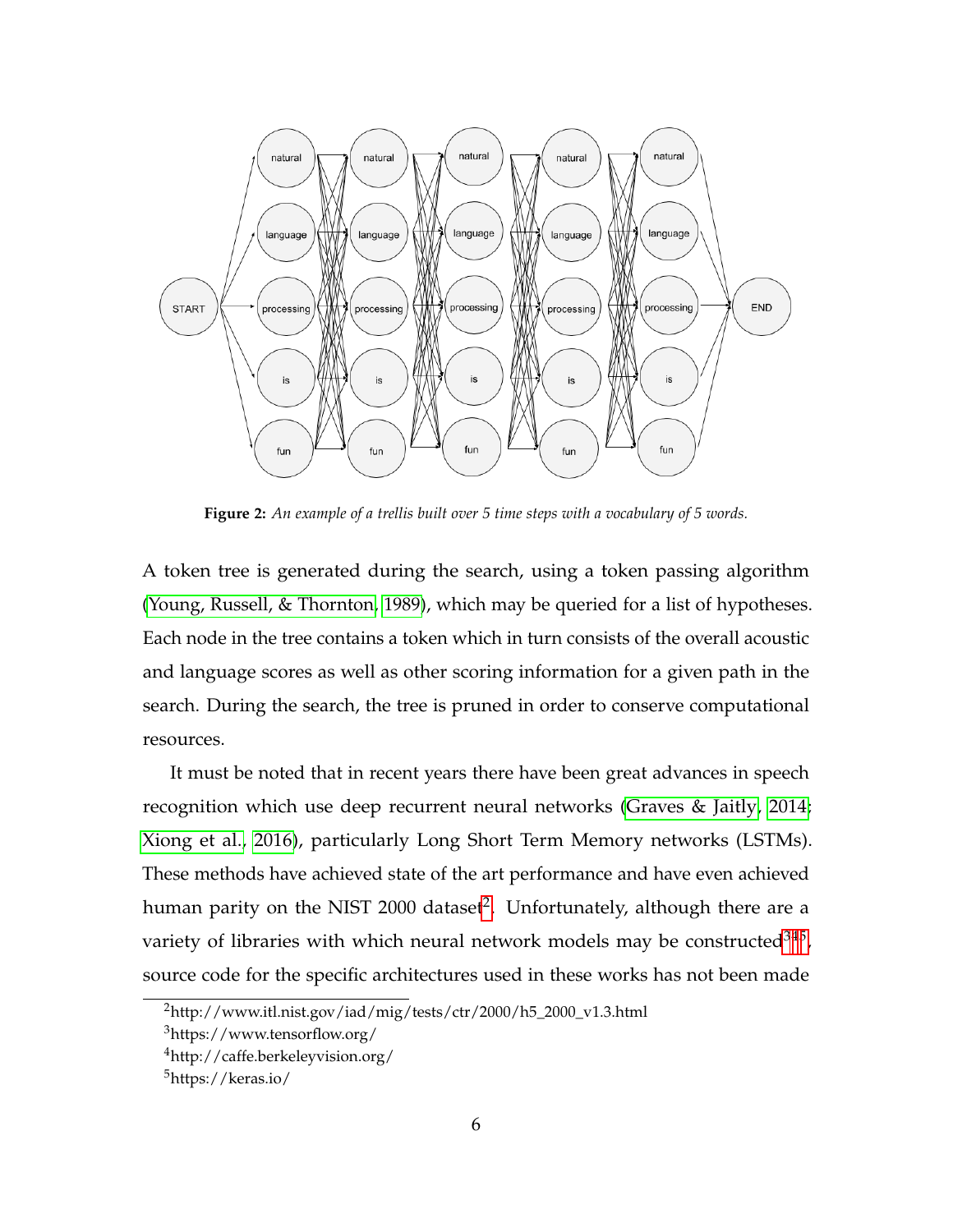**Figure 2:** *An example of a trellis built over 5 time steps with a vocabulary of 5 words.*

A token tree is generated during the search, using a token passing algorithm (Young, Russell, & Thornton, 1989), which may be queried for a list of hypotheses. Each node in the tree contains a token which in turn consists of the overall acoustic and language scores as well as other scoring information for a given path in the search. During the search, the tree is pruned in order to conserve computational resources.

It must be noted that in recent years there have been great advances in speech recognition which use deep recurrent neural networks (Graves & Jaitly, 2014; Xiong et al., 2016), particularly Long Short Term Memory networks (LSTMs). These methods have achieved state of the art performance and have even achieved human parity on the NIST 2000 dataset[2]. Unfortunately, although there are a variety of libraries with which neural network models may be constructed[3,4,5], source code for the specific architectures used in these works has not been made

[2] http://www.itl.nist.gov/iad/mig/tests/ctr/2000/h5_2000_v1.3.html

[3] https://www.tensorflow.org/

[4] http://caffe.berkeleyvision.org/

[5] https://keras.io/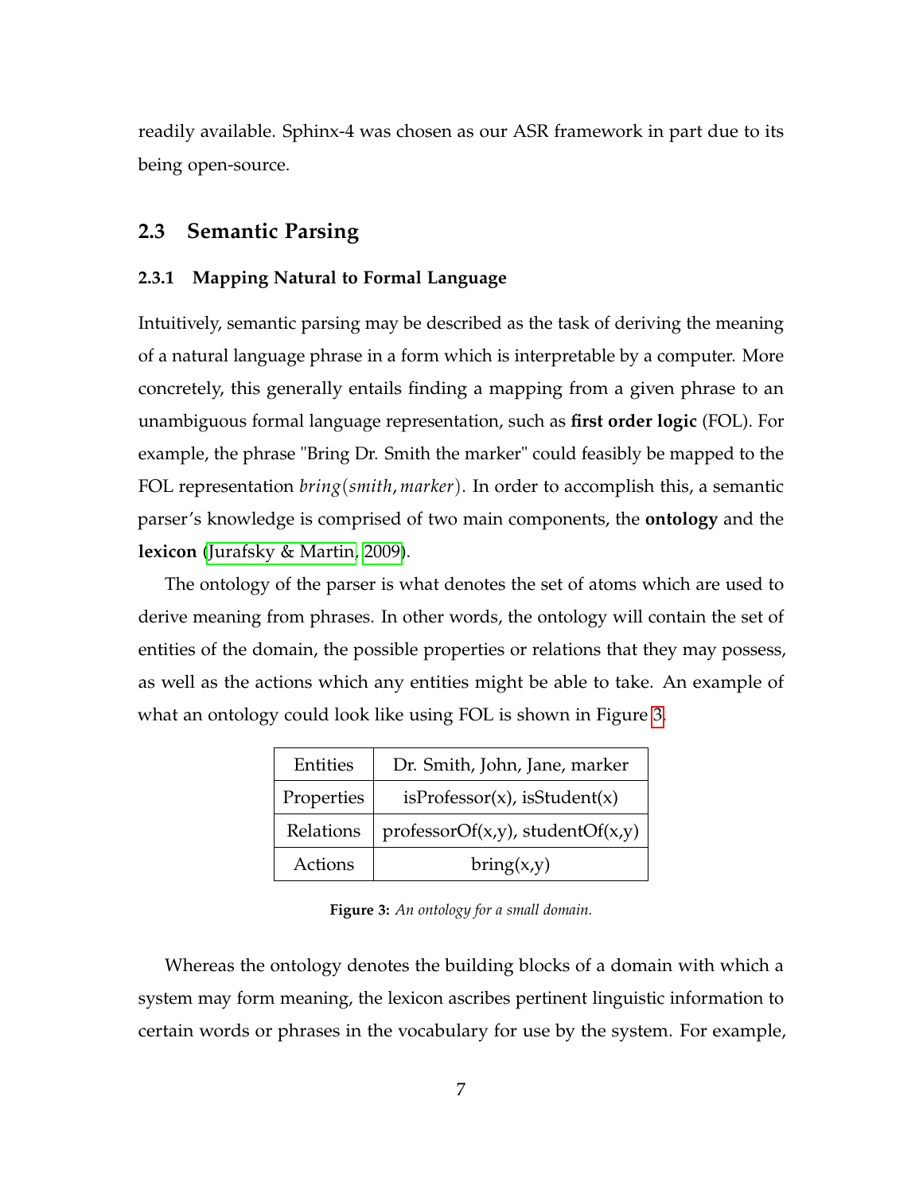readily available. Sphinx-4 was chosen as our ASR framework in part due to its being open-source.

## 2.3 Semantic Parsing

### 2.3.1 Mapping Natural to Formal Language

Intuitively, semantic parsing may be described as the task of deriving the meaning of a natural language phrase in a form which is interpretable by a computer. More concretely, this generally entails finding a mapping from a given phrase to an unambiguous formal language representation, such as **first order logic** (FOL). For example, the phrase "Bring Dr. Smith the marker" could feasibly be mapped to the FOL representation $bring(smith, marker)$. In order to accomplish this, a semantic parser's knowledge is comprised of two main components, the **ontology** and the **lexicon** (Jurafsky & Martin, 2009).

The ontology of the parser is what denotes the set of atoms which are used to derive meaning from phrases. In other words, the ontology will contain the set of entities of the domain, the possible properties or relations that they may possess, as well as the actions which any entities might be able to take. An example of what an ontology could look like using FOL is shown in Figure 3.

| Entities | Dr. Smith, John, Jane, marker |
|---|---|
| Properties | isProfessor(x), isStudent(x) |
| Relations | professorOf(x,y), studentOf(x,y) |
| Actions | bring(x,y) |

**Figure 3:** *An ontology for a small domain.*

Whereas the ontology denotes the building blocks of a domain with which a system may form meaning, the lexicon ascribes pertinent linguistic information to certain words or phrases in the vocabulary for use by the system. For example,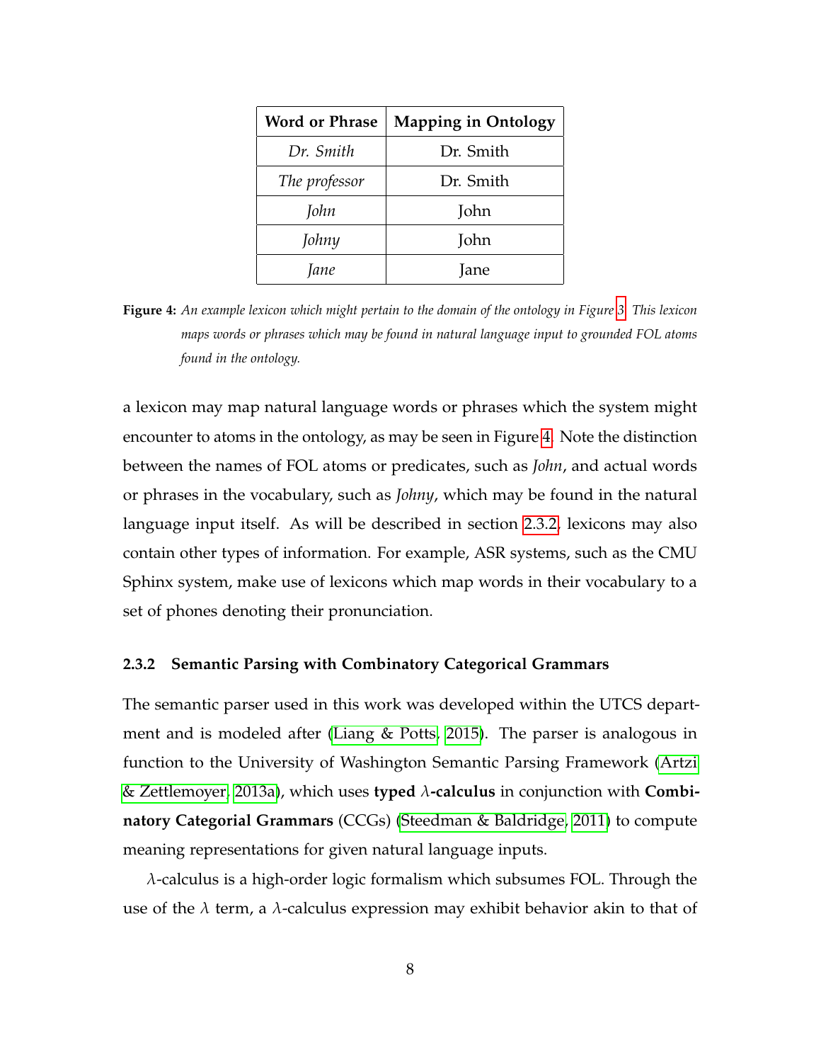| Word or Phrase | Mapping in Ontology |
|---|---|
| *Dr. Smith* | Dr. Smith |
| *The professor* | Dr. Smith |
| *John* | John |
| *Johny* | John |
| *Jane* | Jane |

**Figure 4:** *An example lexicon which might pertain to the domain of the ontology in Figure 3. This lexicon maps words or phrases which may be found in natural language input to grounded FOL atoms found in the ontology.*

a lexicon may map natural language words or phrases which the system might encounter to atoms in the ontology, as may be seen in Figure 4. Note the distinction between the names of FOL atoms or predicates, such as *John*, and actual words or phrases in the vocabulary, such as *Johny*, which may be found in the natural language input itself. As will be described in section 2.3.2, lexicons may also contain other types of information. For example, ASR systems, such as the CMU Sphinx system, make use of lexicons which map words in their vocabulary to a set of phones denoting their pronunciation.

### 2.3.2 Semantic Parsing with Combinatory Categorical Grammars

The semantic parser used in this work was developed within the UTCS department and is modeled after (Liang & Potts, 2015). The parser is analogous in function to the University of Washington Semantic Parsing Framework (Artzi & Zettlemoyer, 2013a), which uses **typed $\lambda$-calculus** in conjunction with **Combinatory Categorial Grammars** (CCGs) (Steedman & Baldridge, 2011) to compute meaning representations for given natural language inputs.

$\lambda$-calculus is a high-order logic formalism which subsumes FOL. Through the use of the $\lambda$ term, a $\lambda$-calculus expression may exhibit behavior akin to that of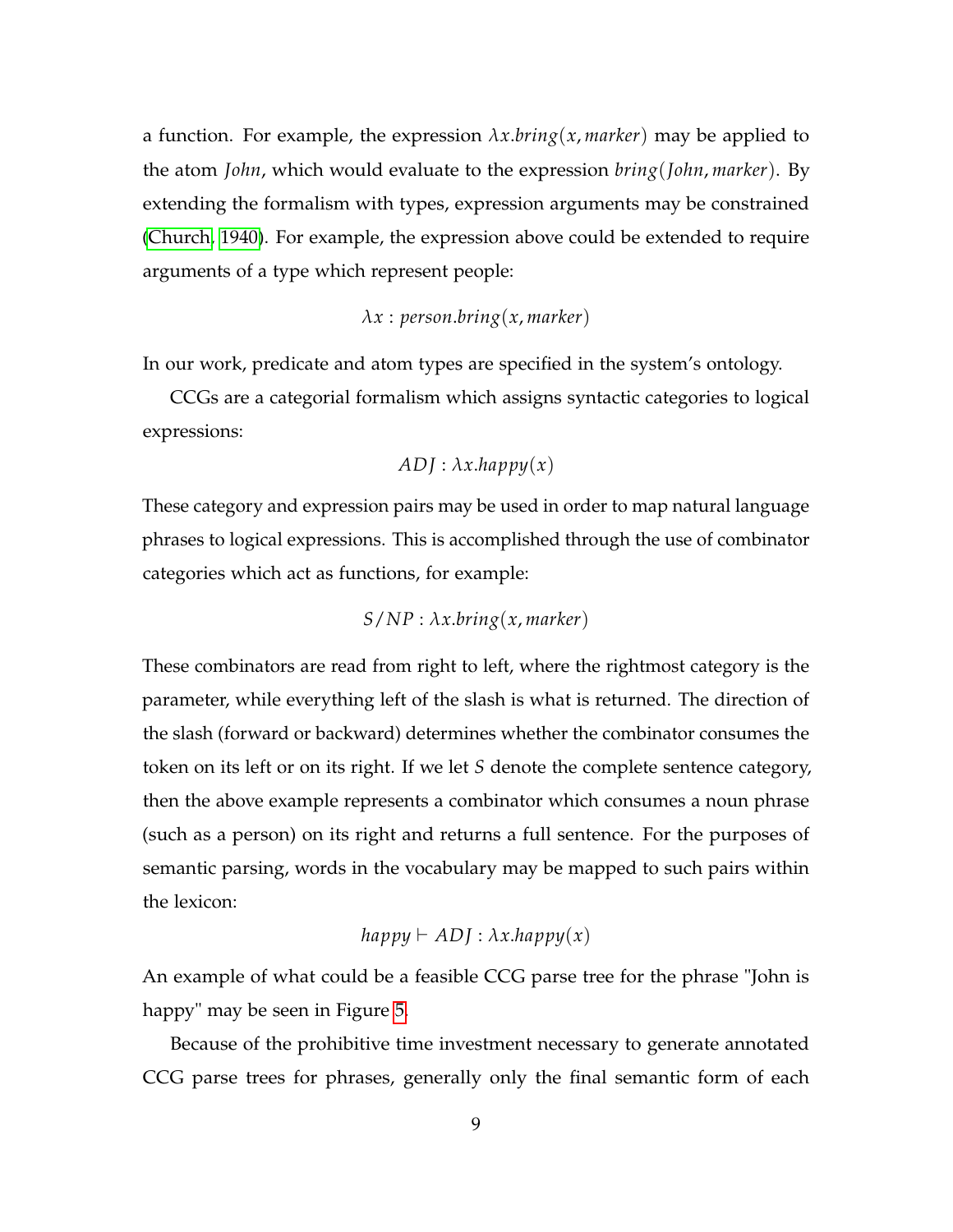a function. For example, the expression $\lambda x.bring(x, marker)$ may be applied to the atom *John*, which would evaluate to the expression $bring(John, marker)$. By extending the formalism with types, expression arguments may be constrained (Church, 1940). For example, the expression above could be extended to require arguments of a type which represent people:

$$\lambda x : person.bring(x, marker)$$

In our work, predicate and atom types are specified in the system's ontology.

CCGs are a categorial formalism which assigns syntactic categories to logical expressions:

$$ADJ : \lambda x.happy(x)$$

These category and expression pairs may be used in order to map natural language phrases to logical expressions. This is accomplished through the use of combinator categories which act as functions, for example:

$$S/NP : \lambda x.bring(x, marker)$$

These combinators are read from right to left, where the rightmost category is the parameter, while everything left of the slash is what is returned. The direction of the slash (forward or backward) determines whether the combinator consumes the token on its left or on its right. If we let $S$ denote the complete sentence category, then the above example represents a combinator which consumes a noun phrase (such as a person) on its right and returns a full sentence. For the purposes of semantic parsing, words in the vocabulary may be mapped to such pairs within the lexicon:

$$happy \vdash ADJ : \lambda x.happy(x)$$

An example of what could be a feasible CCG parse tree for the phrase "John is happy" may be seen in Figure 5.

Because of the prohibitive time investment necessary to generate annotated CCG parse trees for phrases, generally only the final semantic form of each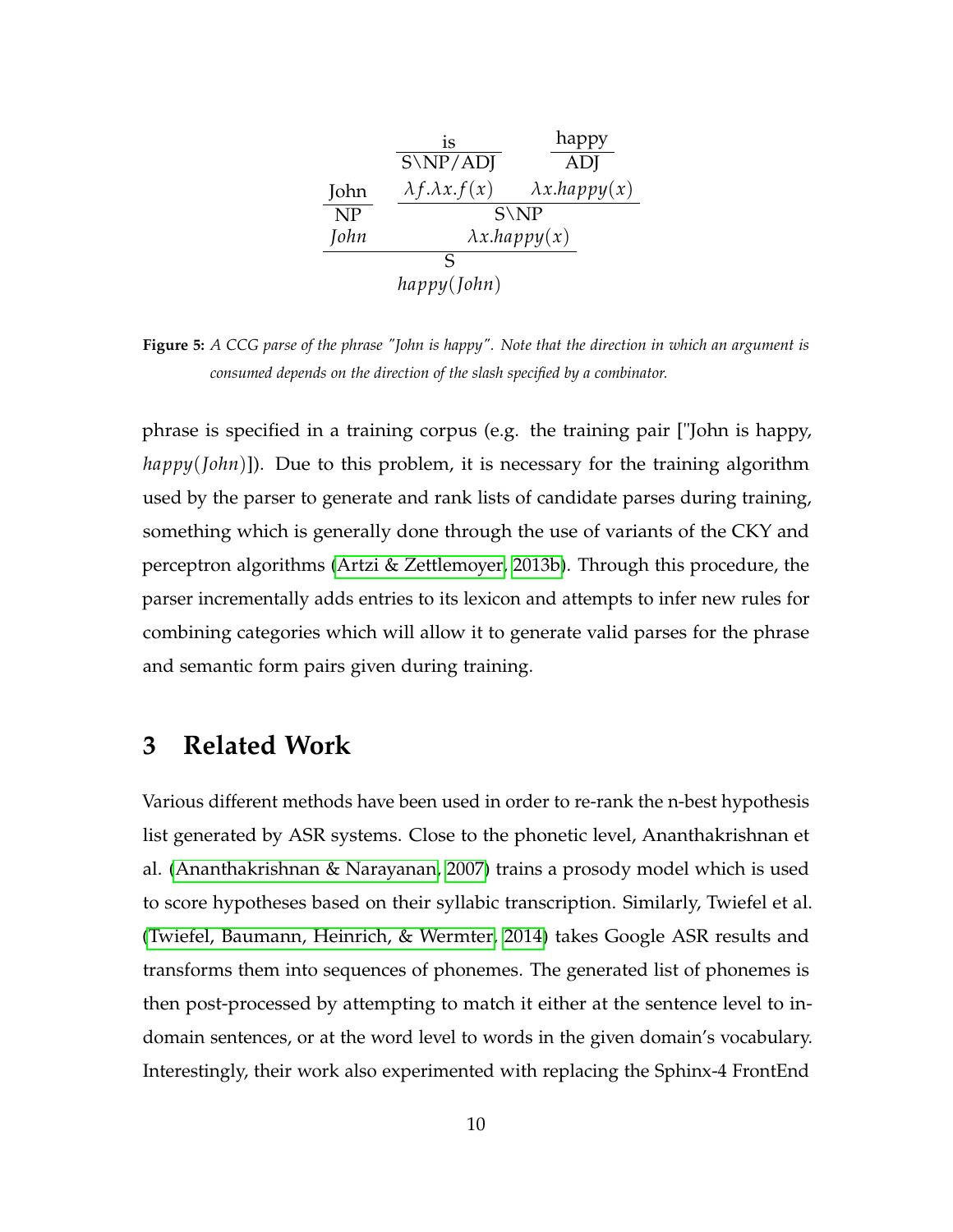$$
\dfrac{\dfrac{\text{John}}{\text{NP}} \quad \dfrac{\dfrac{\text{is}}{\text{S}\backslash\text{NP/ADJ}} \quad \dfrac{\text{happy}}{\text{ADJ}}}{\text{S}\backslash\text{NP}}}{\text{S}}
$$

$$
\begin{array}{ccc}
\textit{John} & \lambda f.\lambda x.f(x) & \lambda x.happy(x) \\
\textit{John} & \lambda x.happy(x) & \\
 & happy(John) &
\end{array}
$$

**Figure 5:** *A CCG parse of the phrase "John is happy". Note that the direction in which an argument is consumed depends on the direction of the slash specified by a combinator.*

phrase is specified in a training corpus (e.g. the training pair ["John is happy, $happy(John)$]). Due to this problem, it is necessary for the training algorithm used by the parser to generate and rank lists of candidate parses during training, something which is generally done through the use of variants of the CKY and perceptron algorithms (Artzi & Zettlemoyer, 2013b). Through this procedure, the parser incrementally adds entries to its lexicon and attempts to infer new rules for combining categories which will allow it to generate valid parses for the phrase and semantic form pairs given during training.

# 3 Related Work

Various different methods have been used in order to re-rank the n-best hypothesis list generated by ASR systems. Close to the phonetic level, Ananthakrishnan et al. (Ananthakrishnan & Narayanan, 2007) trains a prosody model which is used to score hypotheses based on their syllabic transcription. Similarly, Twiefel et al. (Twiefel, Baumann, Heinrich, & Wermter, 2014) takes Google ASR results and transforms them into sequences of phonemes. The generated list of phonemes is then post-processed by attempting to match it either at the sentence level to in-domain sentences, or at the word level to words in the given domain's vocabulary. Interestingly, their work also experimented with replacing the Sphinx-4 FrontEnd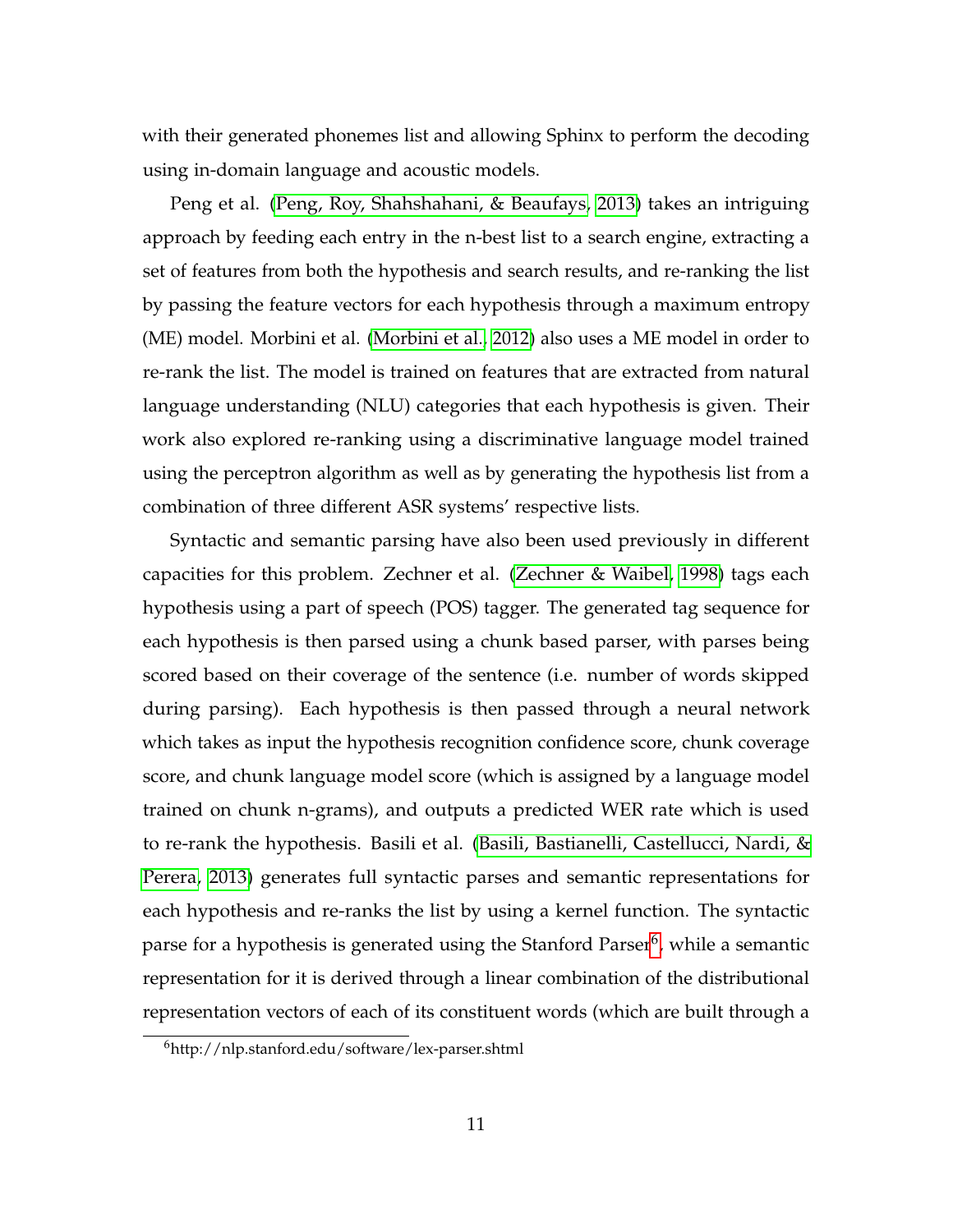with their generated phonemes list and allowing Sphinx to perform the decoding using in-domain language and acoustic models.

Peng et al. (Peng, Roy, Shahshahani, & Beaufays, 2013) takes an intriguing approach by feeding each entry in the n-best list to a search engine, extracting a set of features from both the hypothesis and search results, and re-ranking the list by passing the feature vectors for each hypothesis through a maximum entropy (ME) model. Morbini et al. (Morbini et al., 2012) also uses a ME model in order to re-rank the list. The model is trained on features that are extracted from natural language understanding (NLU) categories that each hypothesis is given. Their work also explored re-ranking using a discriminative language model trained using the perceptron algorithm as well as by generating the hypothesis list from a combination of three different ASR systems' respective lists.

Syntactic and semantic parsing have also been used previously in different capacities for this problem. Zechner et al. (Zechner & Waibel, 1998) tags each hypothesis using a part of speech (POS) tagger. The generated tag sequence for each hypothesis is then parsed using a chunk based parser, with parses being scored based on their coverage of the sentence (i.e. number of words skipped during parsing). Each hypothesis is then passed through a neural network which takes as input the hypothesis recognition confidence score, chunk coverage score, and chunk language model score (which is assigned by a language model trained on chunk n-grams), and outputs a predicted WER rate which is used to re-rank the hypothesis. Basili et al. (Basili, Bastianelli, Castellucci, Nardi, & Perera, 2013) generates full syntactic parses and semantic representations for each hypothesis and re-ranks the list by using a kernel function. The syntactic parse for a hypothesis is generated using the Stanford Parser[6], while a semantic representation for it is derived through a linear combination of the distributional representation vectors of each of its constituent words (which are built through a

[6]http://nlp.stanford.edu/software/lex-parser.shtml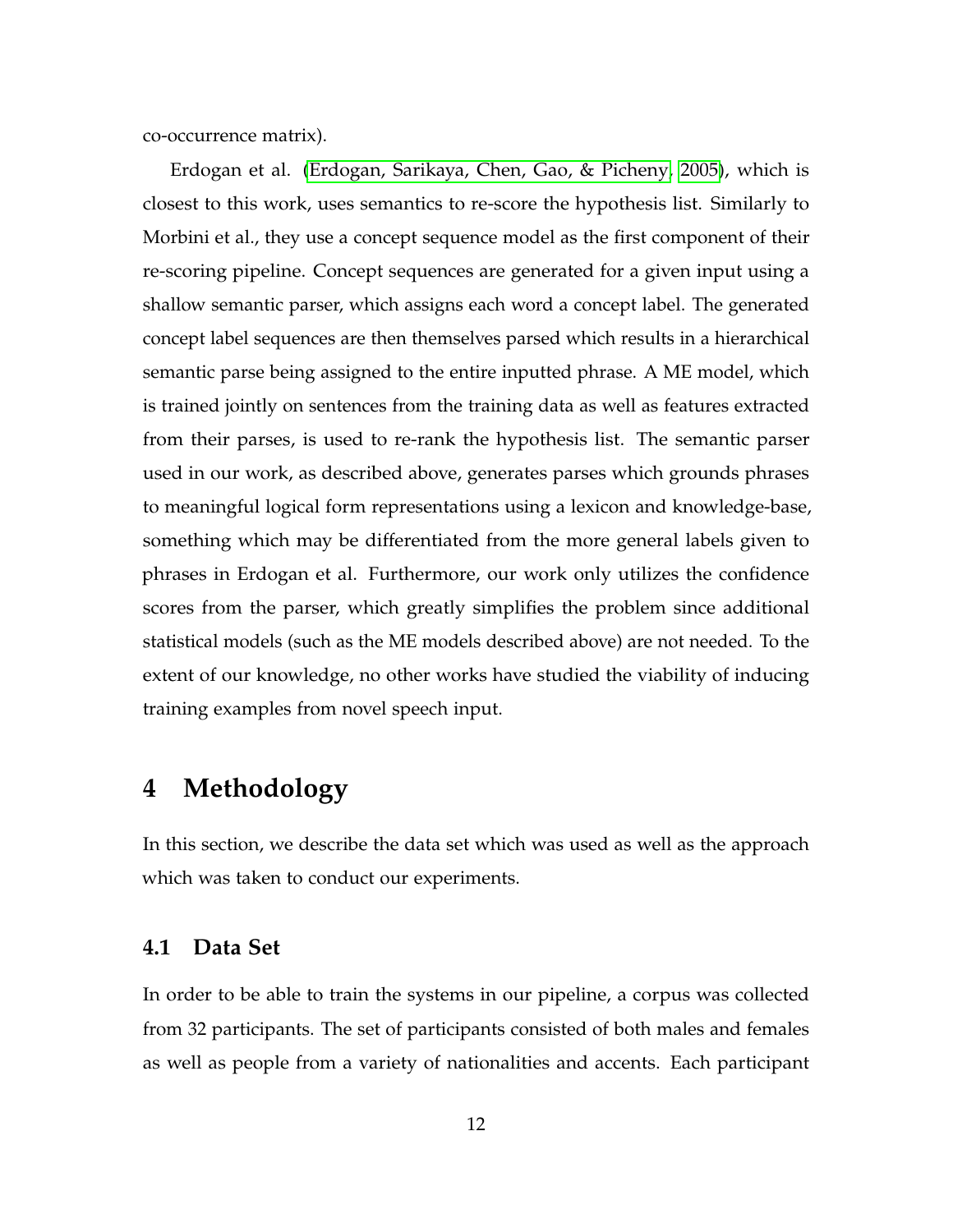co-occurrence matrix).

Erdogan et al. (Erdogan, Sarikaya, Chen, Gao, & Picheny, 2005), which is closest to this work, uses semantics to re-score the hypothesis list. Similarly to Morbini et al., they use a concept sequence model as the first component of their re-scoring pipeline. Concept sequences are generated for a given input using a shallow semantic parser, which assigns each word a concept label. The generated concept label sequences are then themselves parsed which results in a hierarchical semantic parse being assigned to the entire inputted phrase. A ME model, which is trained jointly on sentences from the training data as well as features extracted from their parses, is used to re-rank the hypothesis list. The semantic parser used in our work, as described above, generates parses which grounds phrases to meaningful logical form representations using a lexicon and knowledge-base, something which may be differentiated from the more general labels given to phrases in Erdogan et al. Furthermore, our work only utilizes the confidence scores from the parser, which greatly simplifies the problem since additional statistical models (such as the ME models described above) are not needed. To the extent of our knowledge, no other works have studied the viability of inducing training examples from novel speech input.

# 4 Methodology

In this section, we describe the data set which was used as well as the approach which was taken to conduct our experiments.

## 4.1 Data Set

In order to be able to train the systems in our pipeline, a corpus was collected from 32 participants. The set of participants consisted of both males and females as well as people from a variety of nationalities and accents. Each participant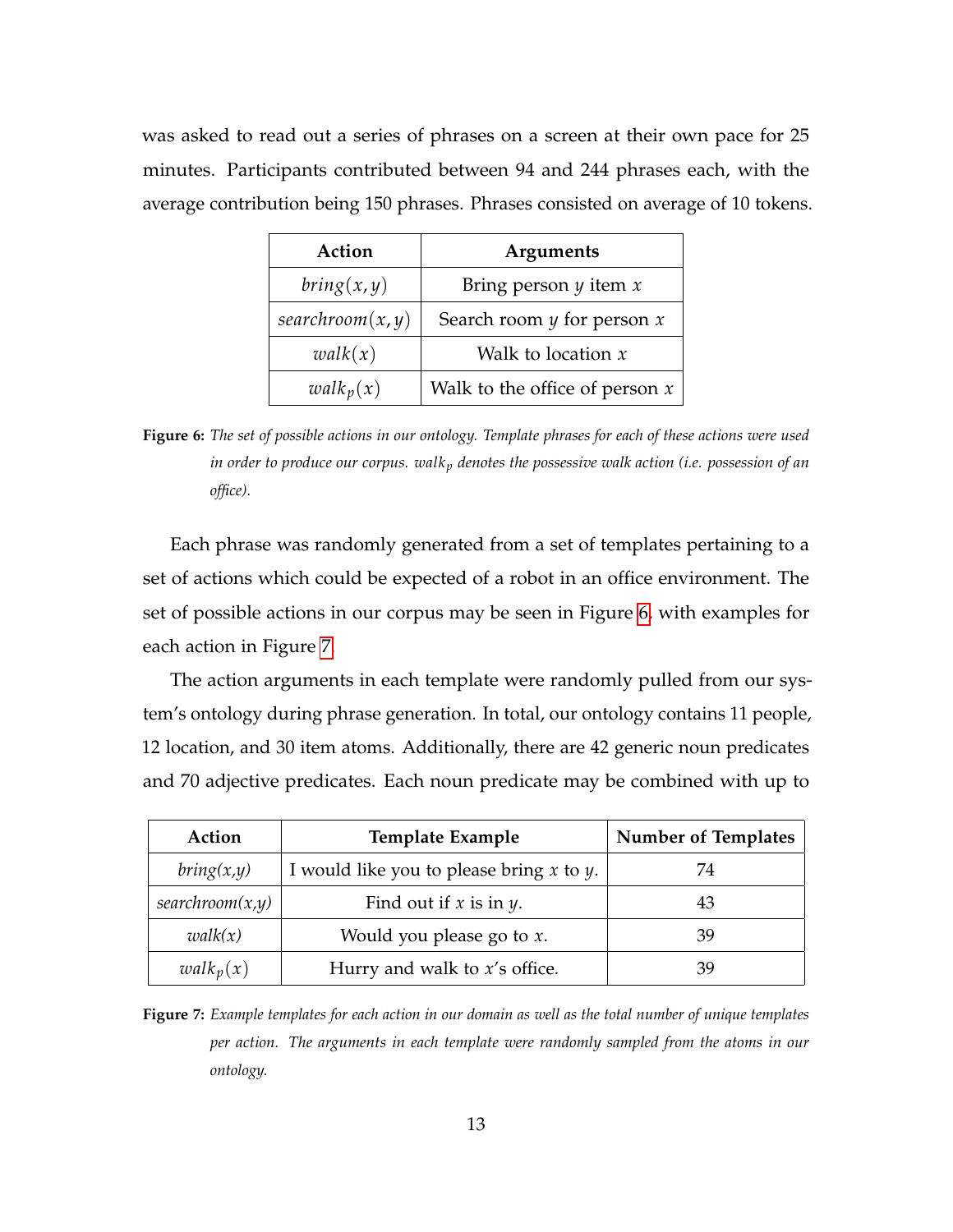was asked to read out a series of phrases on a screen at their own pace for 25 minutes. Participants contributed between 94 and 244 phrases each, with the average contribution being 150 phrases. Phrases consisted on average of 10 tokens.

| Action | Arguments |
|---|---|
| $bring(x, y)$ | Bring person $y$ item $x$ |
| $searchroom(x, y)$ | Search room $y$ for person $x$ |
| $walk(x)$ | Walk to location $x$ |
| $walk_p(x)$ | Walk to the office of person $x$ |

**Figure 6:** *The set of possible actions in our ontology. Template phrases for each of these actions were used in order to produce our corpus.* $walk_p$ *denotes the possessive walk action (i.e. possession of an office).*

Each phrase was randomly generated from a set of templates pertaining to a set of actions which could be expected of a robot in an office environment. The set of possible actions in our corpus may be seen in Figure 6, with examples for each action in Figure 7.

The action arguments in each template were randomly pulled from our system's ontology during phrase generation. In total, our ontology contains 11 people, 12 location, and 30 item atoms. Additionally, there are 42 generic noun predicates and 70 adjective predicates. Each noun predicate may be combined with up to

| Action | Template Example | Number of Templates |
|---|---|---|
| $bring(x,y)$ | I would like you to please bring $x$ to $y$. | 74 |
| $searchroom(x,y)$ | Find out if $x$ is in $y$. | 43 |
| $walk(x)$ | Would you please go to $x$. | 39 |
| $walk_p(x)$ | Hurry and walk to $x$'s office. | 39 |

**Figure 7:** *Example templates for each action in our domain as well as the total number of unique templates per action. The arguments in each template were randomly sampled from the atoms in our ontology.*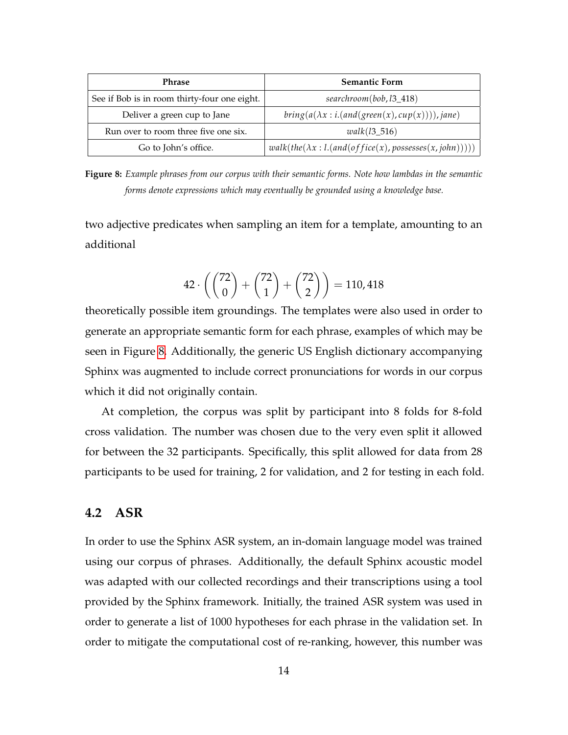| Phrase | Semantic Form |
|---|---|
| See if Bob is in room thirty-four one eight. | $searchroom(bob, l3\_418)$ |
| Deliver a green cup to Jane | $bring(a(\lambda x : i.(and(green(x), cup(x)))), jane)$ |
| Run over to room three five one six. | $walk(l3\_516)$ |
| Go to John's office. | $walk(the(\lambda x : l.(and(office(x), possesses(x, john)))))$ |

**Figure 8:** *Example phrases from our corpus with their semantic forms. Note how lambdas in the semantic forms denote expressions which may eventually be grounded using a knowledge base.*

two adjective predicates when sampling an item for a template, amounting to an additional

$$42 \cdot \left( \binom{72}{0} + \binom{72}{1} + \binom{72}{2} \right) = 110,418$$

theoretically possible item groundings. The templates were also used in order to generate an appropriate semantic form for each phrase, examples of which may be seen in Figure 8. Additionally, the generic US English dictionary accompanying Sphinx was augmented to include correct pronunciations for words in our corpus which it did not originally contain.

At completion, the corpus was split by participant into 8 folds for 8-fold cross validation. The number was chosen due to the very even split it allowed for between the 32 participants. Specifically, this split allowed for data from 28 participants to be used for training, 2 for validation, and 2 for testing in each fold.

## 4.2 ASR

In order to use the Sphinx ASR system, an in-domain language model was trained using our corpus of phrases. Additionally, the default Sphinx acoustic model was adapted with our collected recordings and their transcriptions using a tool provided by the Sphinx framework. Initially, the trained ASR system was used in order to generate a list of 1000 hypotheses for each phrase in the validation set. In order to mitigate the computational cost of re-ranking, however, this number was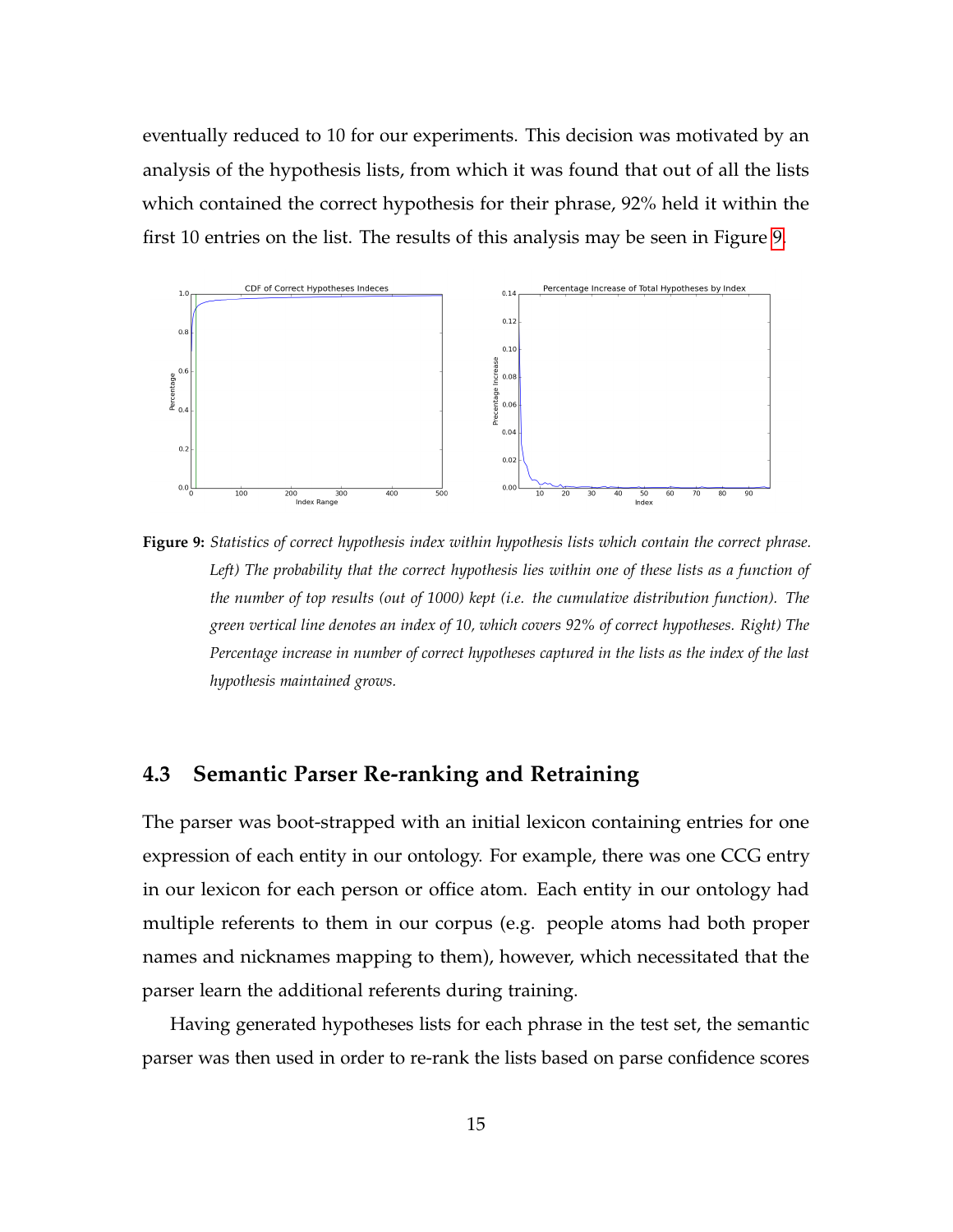eventually reduced to 10 for our experiments. This decision was motivated by an analysis of the hypothesis lists, from which it was found that out of all the lists which contained the correct hypothesis for their phrase, 92% held it within the first 10 entries on the list. The results of this analysis may be seen in Figure 9.

**Figure 9:** *Statistics of correct hypothesis index within hypothesis lists which contain the correct phrase. Left) The probability that the correct hypothesis lies within one of these lists as a function of the number of top results (out of 1000) kept (i.e. the cumulative distribution function). The green vertical line denotes an index of 10, which covers 92% of correct hypotheses. Right) The Percentage increase in number of correct hypotheses captured in the lists as the index of the last hypothesis maintained grows.*

### 4.3 Semantic Parser Re-ranking and Retraining

The parser was boot-strapped with an initial lexicon containing entries for one expression of each entity in our ontology. For example, there was one CCG entry in our lexicon for each person or office atom. Each entity in our ontology had multiple referents to them in our corpus (e.g. people atoms had both proper names and nicknames mapping to them), however, which necessitated that the parser learn the additional referents during training.

Having generated hypotheses lists for each phrase in the test set, the semantic parser was then used in order to re-rank the lists based on parse confidence scores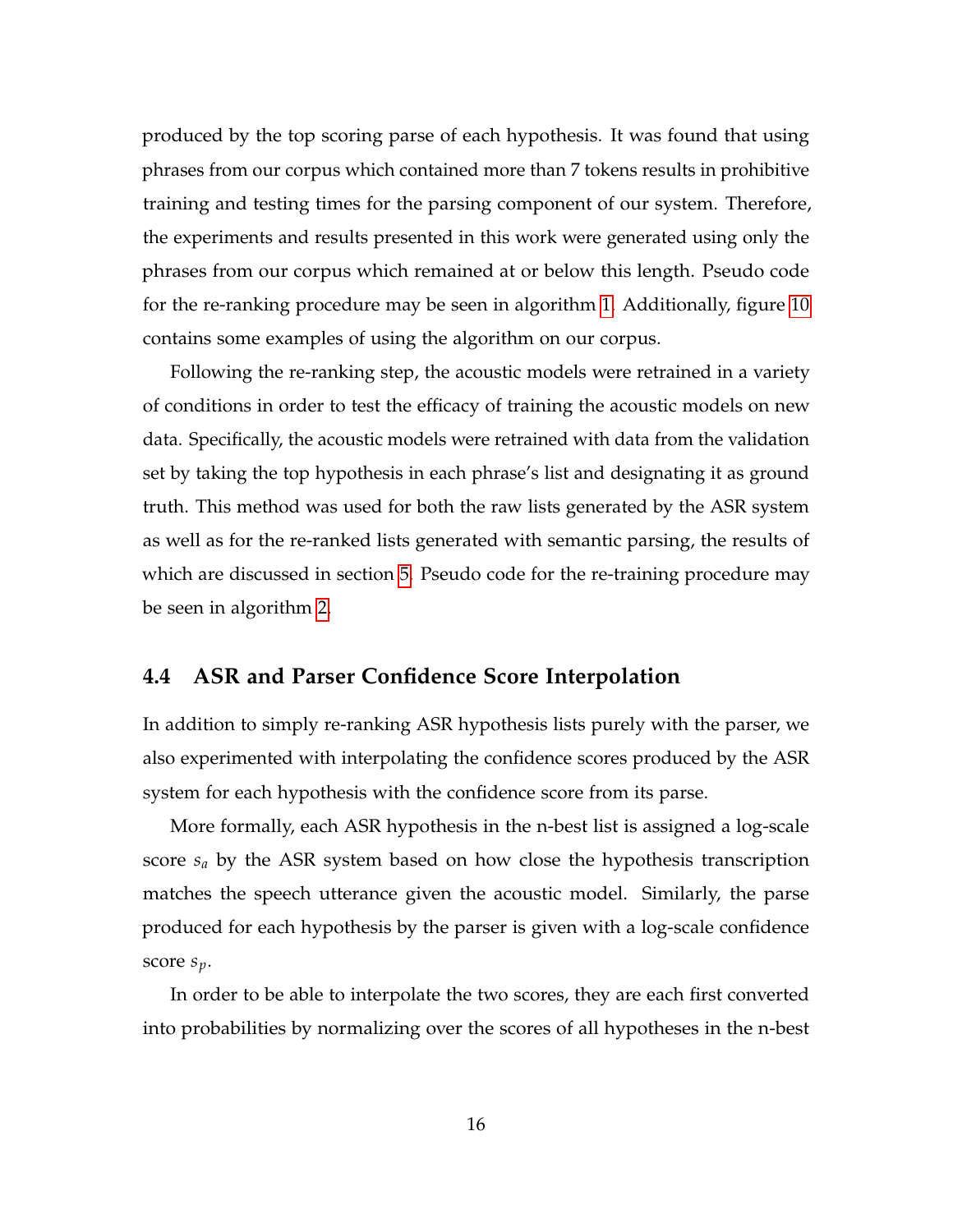produced by the top scoring parse of each hypothesis. It was found that using phrases from our corpus which contained more than 7 tokens results in prohibitive training and testing times for the parsing component of our system. Therefore, the experiments and results presented in this work were generated using only the phrases from our corpus which remained at or below this length. Pseudo code for the re-ranking procedure may be seen in algorithm 1. Additionally, figure 10 contains some examples of using the algorithm on our corpus.

Following the re-ranking step, the acoustic models were retrained in a variety of conditions in order to test the efficacy of training the acoustic models on new data. Specifically, the acoustic models were retrained with data from the validation set by taking the top hypothesis in each phrase's list and designating it as ground truth. This method was used for both the raw lists generated by the ASR system as well as for the re-ranked lists generated with semantic parsing, the results of which are discussed in section 5. Pseudo code for the re-training procedure may be seen in algorithm 2.

## 4.4 ASR and Parser Confidence Score Interpolation

In addition to simply re-ranking ASR hypothesis lists purely with the parser, we also experimented with interpolating the confidence scores produced by the ASR system for each hypothesis with the confidence score from its parse.

More formally, each ASR hypothesis in the n-best list is assigned a log-scale score $s_a$ by the ASR system based on how close the hypothesis transcription matches the speech utterance given the acoustic model. Similarly, the parse produced for each hypothesis by the parser is given with a log-scale confidence score $s_p$.

In order to be able to interpolate the two scores, they are each first converted into probabilities by normalizing over the scores of all hypotheses in the n-best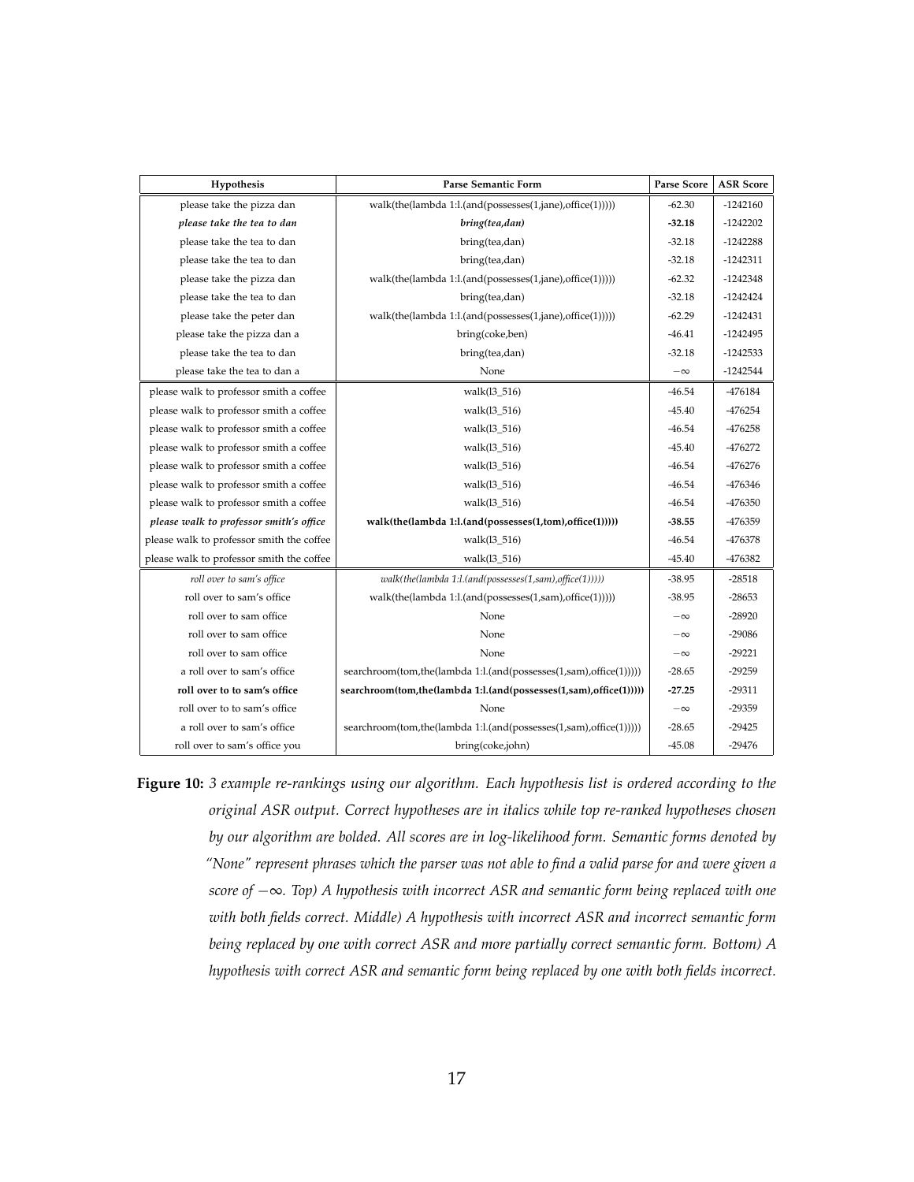| Hypothesis | Parse Semantic Form | Parse Score | ASR Score |
|---|---|---|---|
| please take the pizza dan | walk(the(lambda 1:l.(and(possesses(1,jane),office(1))))) | -62.30 | -1242160 |
| ***please take the tea to dan*** | ***bring(tea,dan)*** | **-32.18** | -1242202 |
| please take the tea to dan | bring(tea,dan) | -32.18 | -1242288 |
| please take the tea to dan | bring(tea,dan) | -32.18 | -1242311 |
| please take the pizza dan | walk(the(lambda 1:l.(and(possesses(1,jane),office(1))))) | -62.32 | -1242348 |
| please take the tea to dan | bring(tea,dan) | -32.18 | -1242424 |
| please take the peter dan | walk(the(lambda 1:l.(and(possesses(1,jane),office(1))))) | -62.29 | -1242431 |
| please take the pizza dan a | bring(coke,ben) | -46.41 | -1242495 |
| please take the tea to dan | bring(tea,dan) | -32.18 | -1242533 |
| please take the tea to dan a | None | $-\infty$ | -1242544 |
| please walk to professor smith a coffee | walk(l3_516) | -46.54 | -476184 |
| please walk to professor smith a coffee | walk(l3_516) | -45.40 | -476254 |
| please walk to professor smith a coffee | walk(l3_516) | -46.54 | -476258 |
| please walk to professor smith a coffee | walk(l3_516) | -45.40 | -476272 |
| please walk to professor smith a coffee | walk(l3_516) | -46.54 | -476276 |
| please walk to professor smith a coffee | walk(l3_516) | -46.54 | -476346 |
| please walk to professor smith a coffee | walk(l3_516) | -46.54 | -476350 |
| ***please walk to professor smith's office*** | **walk(the(lambda 1:l.(and(possesses(1,tom),office(1)))))** | **-38.55** | -476359 |
| please walk to professor smith the coffee | walk(l3_516) | -46.54 | -476378 |
| please walk to professor smith the coffee | walk(l3_516) | -45.40 | -476382 |
| *roll over to sam's office* | *walk(the(lambda 1:l.(and(possesses(1,sam),office(1)))))* | -38.95 | -28518 |
| roll over to sam's office | walk(the(lambda 1:l.(and(possesses(1,sam),office(1))))) | -38.95 | -28653 |
| roll over to sam office | None | $-\infty$ | -28920 |
| roll over to sam office | None | $-\infty$ | -29086 |
| roll over to sam office | None | $-\infty$ | -29221 |
| a roll over to sam's office | searchroom(tom,the(lambda 1:l.(and(possesses(1,sam),office(1))))) | -28.65 | -29259 |
| **roll over to to sam's office** | **searchroom(tom,the(lambda 1:l.(and(possesses(1,sam),office(1)))))** | **-27.25** | -29311 |
| roll over to to sam's office | None | $-\infty$ | -29359 |
| a roll over to sam's office | searchroom(tom,the(lambda 1:l.(and(possesses(1,sam),office(1))))) | -28.65 | -29425 |
| roll over to sam's office you | bring(coke,john) | -45.08 | -29476 |

**Figure 10:** *3 example re-rankings using our algorithm. Each hypothesis list is ordered according to the original ASR output. Correct hypotheses are in italics while top re-ranked hypotheses chosen by our algorithm are bolded. All scores are in log-likelihood form. Semantic forms denoted by "None" represent phrases which the parser was not able to find a valid parse for and were given a score of $-\infty$. Top) A hypothesis with incorrect ASR and semantic form being replaced with one with both fields correct. Middle) A hypothesis with incorrect ASR and incorrect semantic form being replaced by one with correct ASR and more partially correct semantic form. Bottom) A hypothesis with correct ASR and semantic form being replaced by one with both fields incorrect.*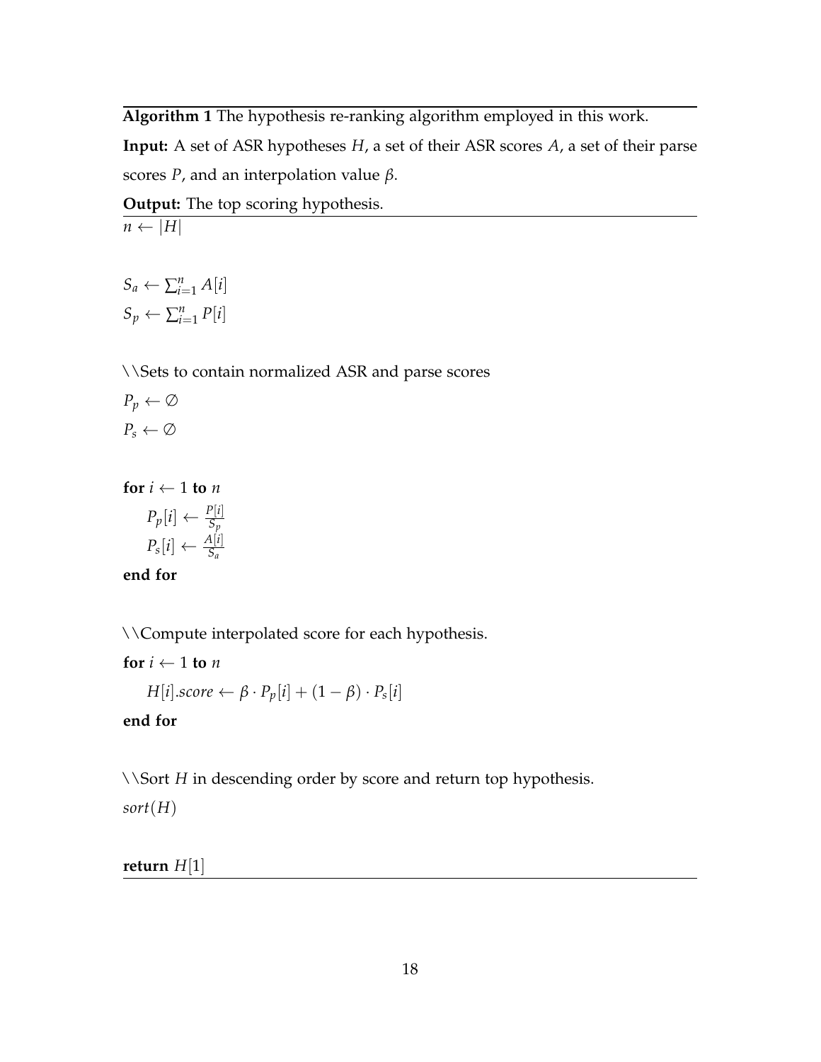**Algorithm 1** The hypothesis re-ranking algorithm employed in this work.

**Input:** A set of ASR hypotheses $H$, a set of their ASR scores $A$, a set of their parse scores $P$, and an interpolation value $\beta$.

**Output:** The top scoring hypothesis.

$n \leftarrow |H|$

$S_a \leftarrow \sum_{i=1}^{n} A[i]$
$S_p \leftarrow \sum_{i=1}^{n} P[i]$

\\Sets to contain normalized ASR and parse scores
$P_p \leftarrow \emptyset$
$P_s \leftarrow \emptyset$

**for** $i \leftarrow 1$ **to** $n$
  $P_p[i] \leftarrow \frac{P[i]}{S_p}$
  $P_s[i] \leftarrow \frac{A[i]}{S_a}$
**end for**

\\Compute interpolated score for each hypothesis.
**for** $i \leftarrow 1$ **to** $n$
  $H[i].score \leftarrow \beta \cdot P_p[i] + (1 - \beta) \cdot P_s[i]$
**end for**

\\Sort $H$ in descending order by score and return top hypothesis.
$sort(H)$

**return** $H[1]$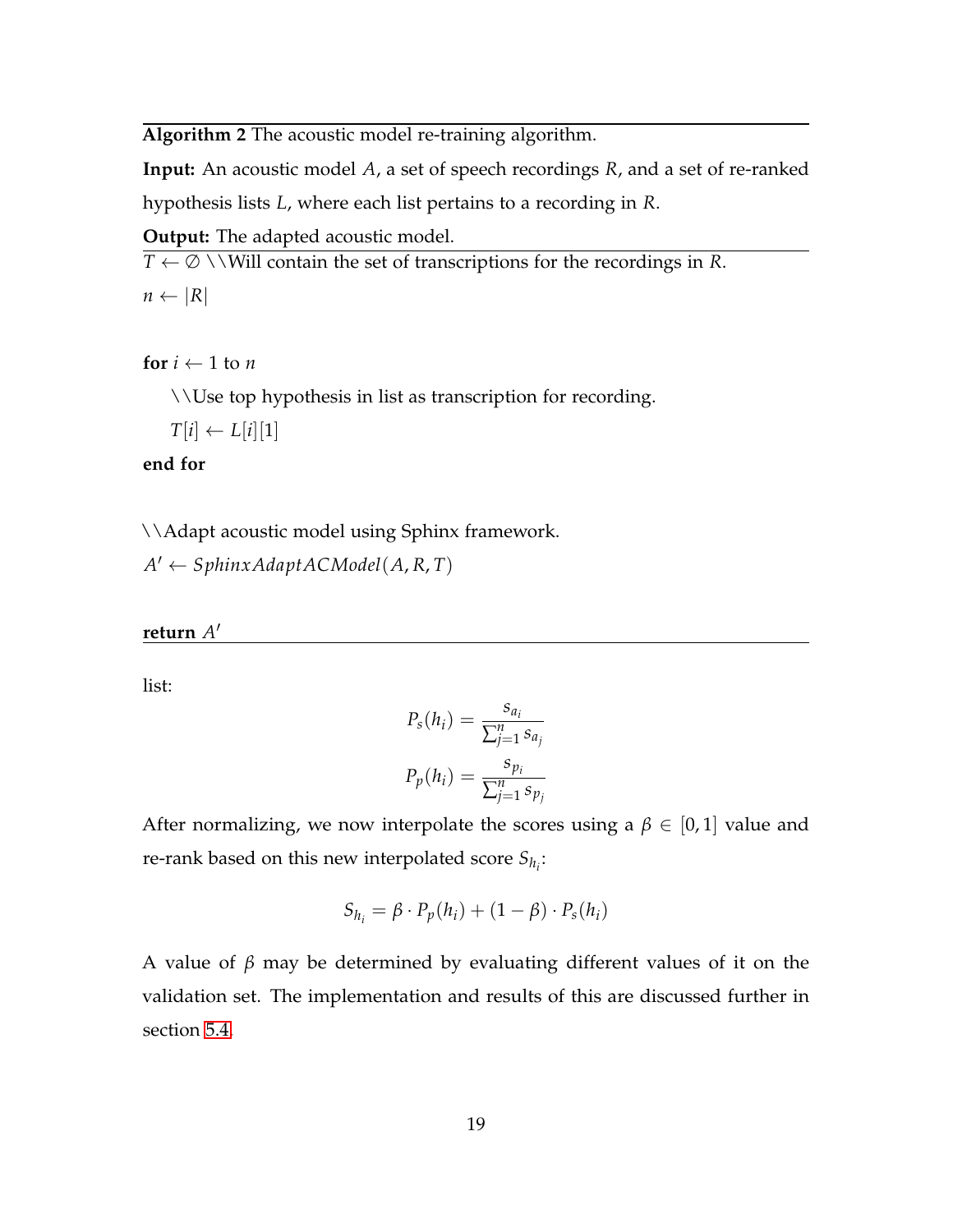**Algorithm 2** The acoustic model re-training algorithm.

**Input:** An acoustic model $A$, a set of speech recordings $R$, and a set of re-ranked hypothesis lists $L$, where each list pertains to a recording in $R$.

**Output:** The adapted acoustic model.

```
T ← ∅ \\Will contain the set of transcriptions for the recordings in R.
n ← |R|

for i ← 1 to n
    \\Use top hypothesis in list as transcription for recording.
    T[i] ← L[i][1]
end for

\\Adapt acoustic model using Sphinx framework.
A' ← SphinxAdaptACModel(A, R, T)

return A'
```

list:

$$P_s(h_i) = \frac{s_{a_i}}{\sum_{j=1}^{n} s_{a_j}}$$

$$P_p(h_i) = \frac{s_{p_i}}{\sum_{j=1}^{n} s_{p_j}}$$

After normalizing, we now interpolate the scores using a $\beta \in [0, 1]$ value and re-rank based on this new interpolated score $S_{h_i}$:

$$S_{h_i} = \beta \cdot P_p(h_i) + (1 - \beta) \cdot P_s(h_i)$$

A value of $\beta$ may be determined by evaluating different values of it on the validation set. The implementation and results of this are discussed further in section 5.4.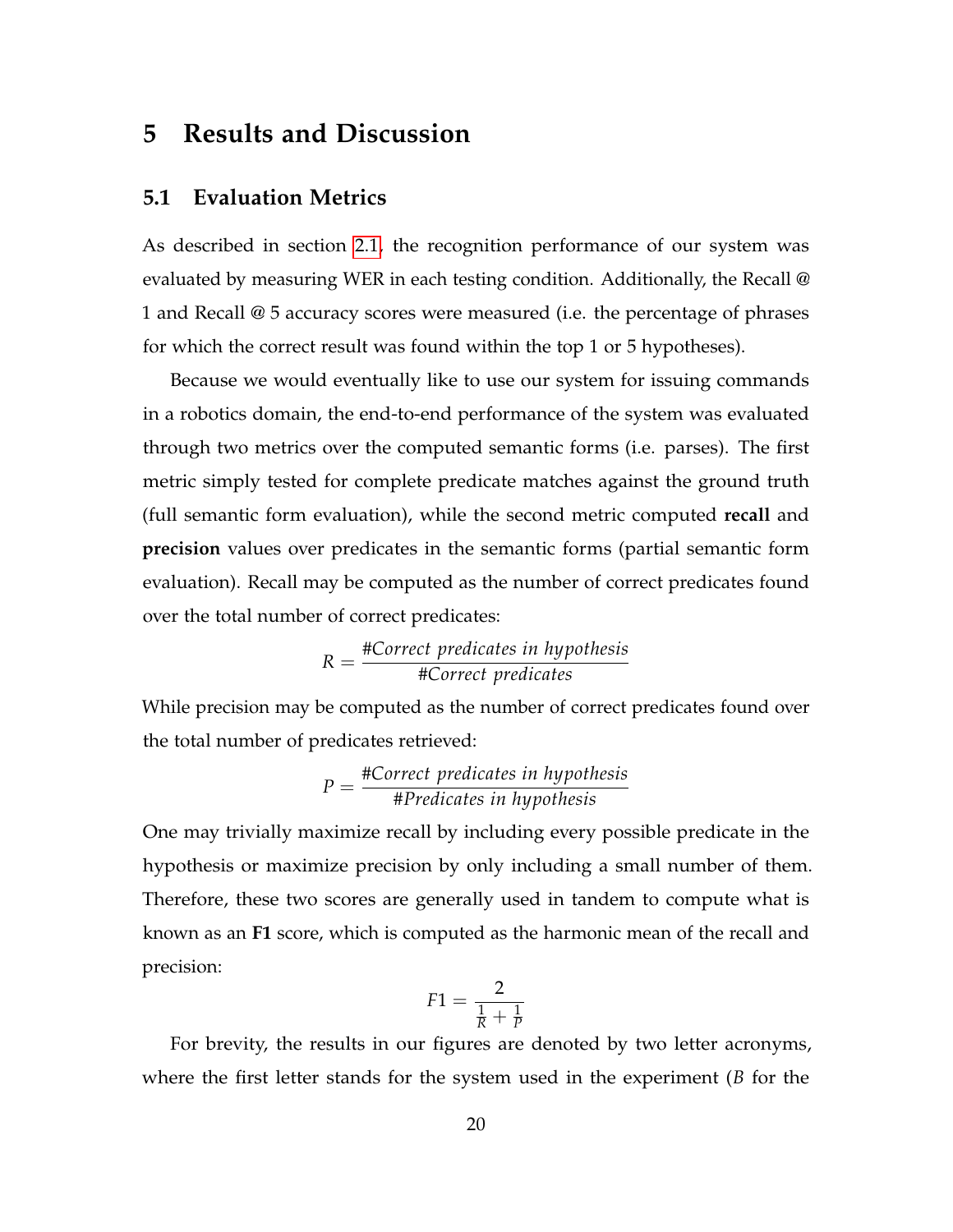# 5 Results and Discussion

## 5.1 Evaluation Metrics

As described in section 2.1, the recognition performance of our system was evaluated by measuring WER in each testing condition. Additionally, the Recall @ 1 and Recall @ 5 accuracy scores were measured (i.e. the percentage of phrases for which the correct result was found within the top 1 or 5 hypotheses).

Because we would eventually like to use our system for issuing commands in a robotics domain, the end-to-end performance of the system was evaluated through two metrics over the computed semantic forms (i.e. parses). The first metric simply tested for complete predicate matches against the ground truth (full semantic form evaluation), while the second metric computed **recall** and **precision** values over predicates in the semantic forms (partial semantic form evaluation). Recall may be computed as the number of correct predicates found over the total number of correct predicates:

$$R = \frac{\#Correct\ predicates\ in\ hypothesis}{\#Correct\ predicates}$$

While precision may be computed as the number of correct predicates found over the total number of predicates retrieved:

$$P = \frac{\#Correct\ predicates\ in\ hypothesis}{\#Predicates\ in\ hypothesis}$$

One may trivially maximize recall by including every possible predicate in the hypothesis or maximize precision by only including a small number of them. Therefore, these two scores are generally used in tandem to compute what is known as an **F1** score, which is computed as the harmonic mean of the recall and precision:

$$F1 = \frac{2}{\frac{1}{R} + \frac{1}{P}}$$

For brevity, the results in our figures are denoted by two letter acronyms, where the first letter stands for the system used in the experiment (*B* for the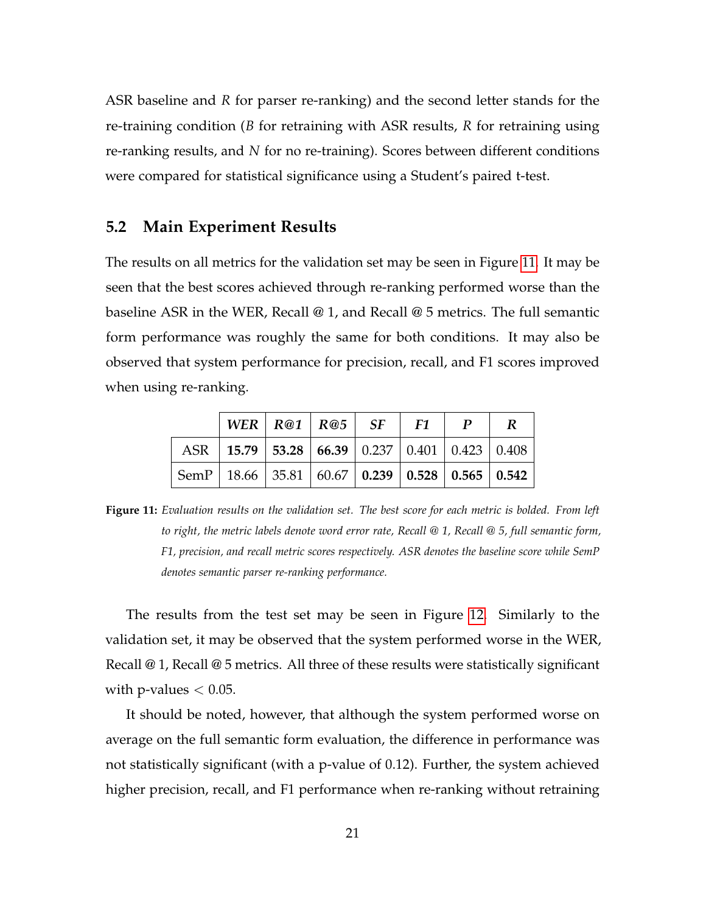ASR baseline and *R* for parser re-ranking) and the second letter stands for the re-training condition (*B* for retraining with ASR results, *R* for retraining using re-ranking results, and *N* for no re-training). Scores between different conditions were compared for statistical significance using a Student's paired t-test.

## 5.2 Main Experiment Results

The results on all metrics for the validation set may be seen in Figure 11. It may be seen that the best scores achieved through re-ranking performed worse than the baseline ASR in the WER, Recall @ 1, and Recall @ 5 metrics. The full semantic form performance was roughly the same for both conditions. It may also be observed that system performance for precision, recall, and F1 scores improved when using re-ranking.

| | ***WER*** | ***R@1*** | ***R@5*** | ***SF*** | ***F1*** | ***P*** | ***R*** |
|---|---|---|---|---|---|---|---|
| ASR | **15.79** | **53.28** | **66.39** | 0.237 | 0.401 | 0.423 | 0.408 |
| SemP | 18.66 | 35.81 | 60.67 | **0.239** | **0.528** | **0.565** | **0.542** |

**Figure 11:** *Evaluation results on the validation set. The best score for each metric is bolded. From left to right, the metric labels denote word error rate, Recall @ 1, Recall @ 5, full semantic form, F1, precision, and recall metric scores respectively. ASR denotes the baseline score while SemP denotes semantic parser re-ranking performance.*

The results from the test set may be seen in Figure 12. Similarly to the validation set, it may be observed that the system performed worse in the WER, Recall @ 1, Recall @ 5 metrics. All three of these results were statistically significant with p-values $< 0.05$.

It should be noted, however, that although the system performed worse on average on the full semantic form evaluation, the difference in performance was not statistically significant (with a p-value of 0.12). Further, the system achieved higher precision, recall, and F1 performance when re-ranking without retraining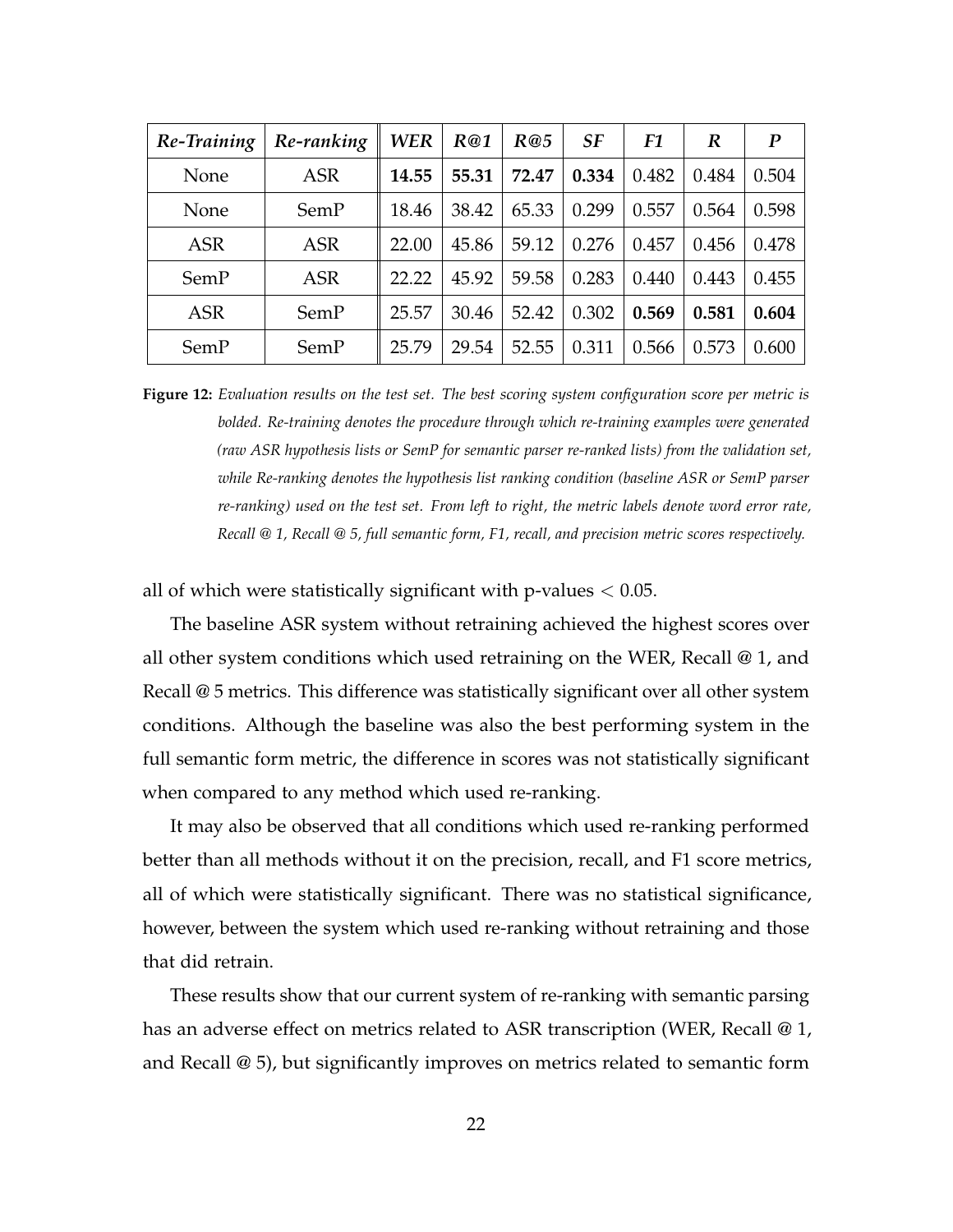| *Re-Training* | *Re-ranking* | *WER* | *R@1* | *R@5* | *SF* | *F1* | *R* | *P* |
|---|---|---|---|---|---|---|---|---|
| None | ASR | **14.55** | **55.31** | **72.47** | **0.334** | 0.482 | 0.484 | 0.504 |
| None | SemP | 18.46 | 38.42 | 65.33 | 0.299 | 0.557 | 0.564 | 0.598 |
| ASR | ASR | 22.00 | 45.86 | 59.12 | 0.276 | 0.457 | 0.456 | 0.478 |
| SemP | ASR | 22.22 | 45.92 | 59.58 | 0.283 | 0.440 | 0.443 | 0.455 |
| ASR | SemP | 25.57 | 30.46 | 52.42 | 0.302 | **0.569** | **0.581** | **0.604** |
| SemP | SemP | 25.79 | 29.54 | 52.55 | 0.311 | 0.566 | 0.573 | 0.600 |

**Figure 12:** *Evaluation results on the test set. The best scoring system configuration score per metric is bolded. Re-training denotes the procedure through which re-training examples were generated (raw ASR hypothesis lists or SemP for semantic parser re-ranked lists) from the validation set, while Re-ranking denotes the hypothesis list ranking condition (baseline ASR or SemP parser re-ranking) used on the test set. From left to right, the metric labels denote word error rate, Recall @ 1, Recall @ 5, full semantic form, F1, recall, and precision metric scores respectively.*

all of which were statistically significant with p-values $< 0.05$.

The baseline ASR system without retraining achieved the highest scores over all other system conditions which used retraining on the WER, Recall @ 1, and Recall @ 5 metrics. This difference was statistically significant over all other system conditions. Although the baseline was also the best performing system in the full semantic form metric, the difference in scores was not statistically significant when compared to any method which used re-ranking.

It may also be observed that all conditions which used re-ranking performed better than all methods without it on the precision, recall, and F1 score metrics, all of which were statistically significant. There was no statistical significance, however, between the system which used re-ranking without retraining and those that did retrain.

These results show that our current system of re-ranking with semantic parsing has an adverse effect on metrics related to ASR transcription (WER, Recall @ 1, and Recall @ 5), but significantly improves on metrics related to semantic form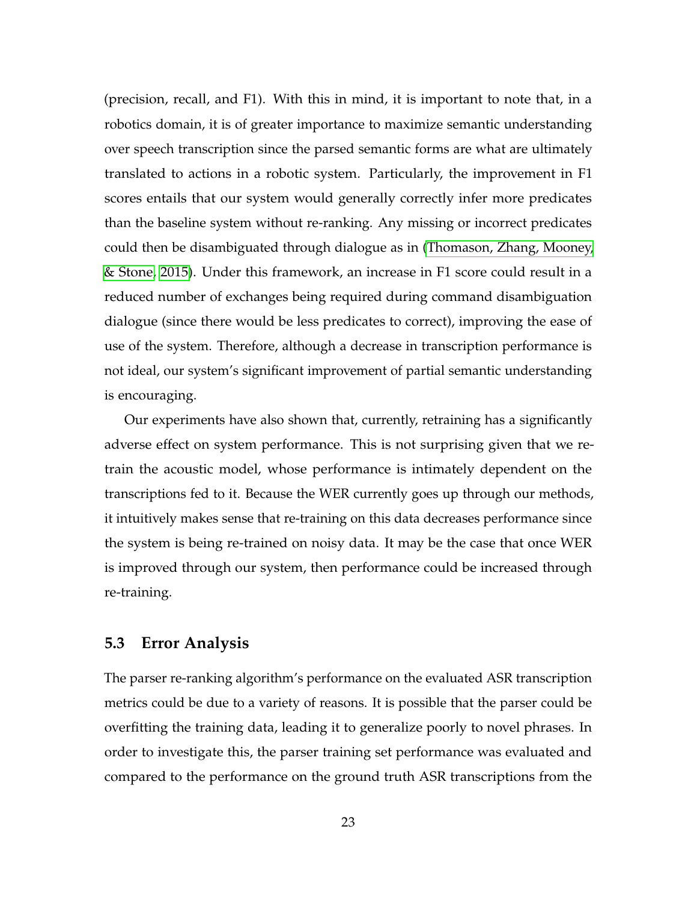(precision, recall, and F1). With this in mind, it is important to note that, in a robotics domain, it is of greater importance to maximize semantic understanding over speech transcription since the parsed semantic forms are what are ultimately translated to actions in a robotic system. Particularly, the improvement in F1 scores entails that our system would generally correctly infer more predicates than the baseline system without re-ranking. Any missing or incorrect predicates could then be disambiguated through dialogue as in (Thomason, Zhang, Mooney, & Stone, 2015). Under this framework, an increase in F1 score could result in a reduced number of exchanges being required during command disambiguation dialogue (since there would be less predicates to correct), improving the ease of use of the system. Therefore, although a decrease in transcription performance is not ideal, our system's significant improvement of partial semantic understanding is encouraging.

Our experiments have also shown that, currently, retraining has a significantly adverse effect on system performance. This is not surprising given that we re-train the acoustic model, whose performance is intimately dependent on the transcriptions fed to it. Because the WER currently goes up through our methods, it intuitively makes sense that re-training on this data decreases performance since the system is being re-trained on noisy data. It may be the case that once WER is improved through our system, then performance could be increased through re-training.

## 5.3 Error Analysis

The parser re-ranking algorithm's performance on the evaluated ASR transcription metrics could be due to a variety of reasons. It is possible that the parser could be overfitting the training data, leading it to generalize poorly to novel phrases. In order to investigate this, the parser training set performance was evaluated and compared to the performance on the ground truth ASR transcriptions from the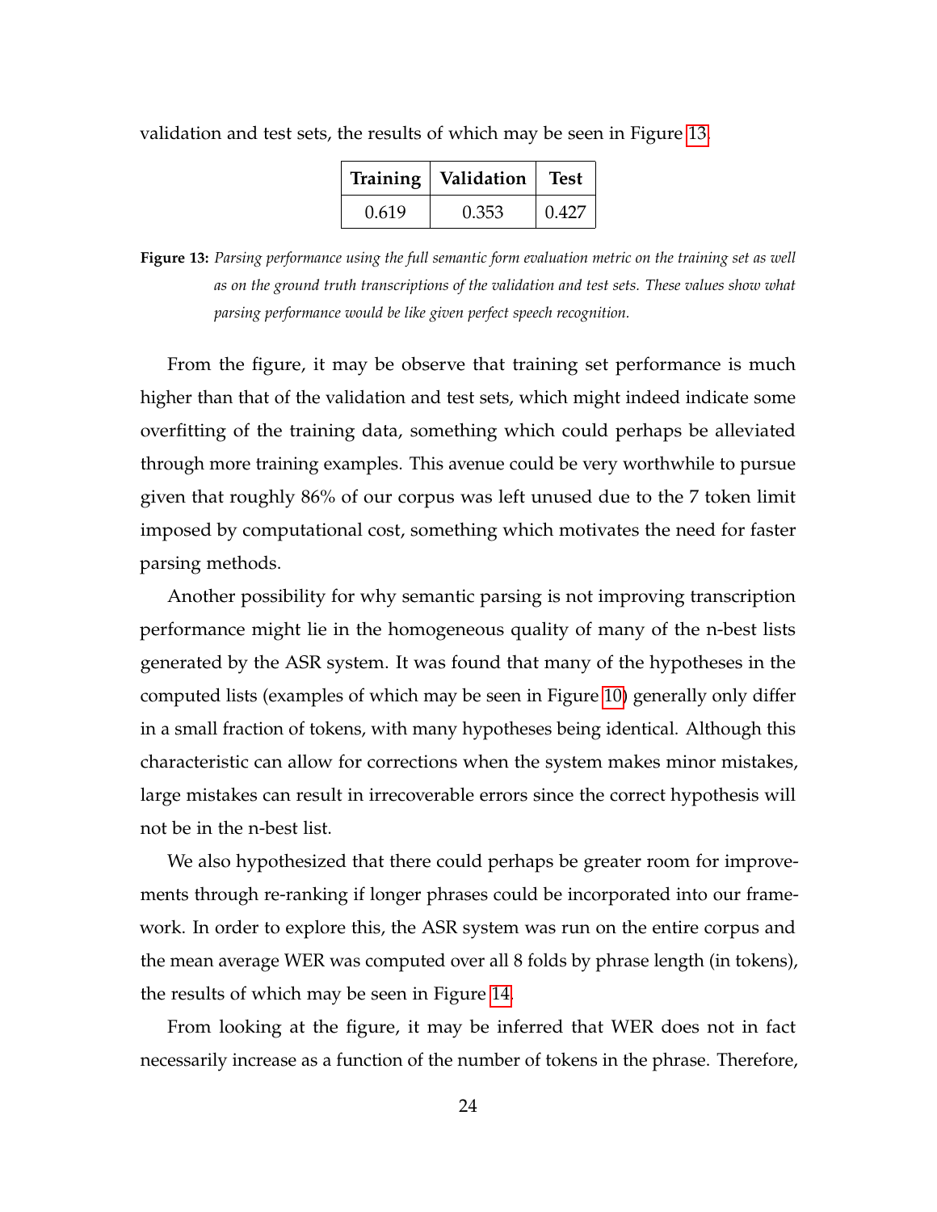validation and test sets, the results of which may be seen in Figure 13.

| Training | Validation | Test |
|---|---|---|
| 0.619 | 0.353 | 0.427 |

**Figure 13:** *Parsing performance using the full semantic form evaluation metric on the training set as well as on the ground truth transcriptions of the validation and test sets. These values show what parsing performance would be like given perfect speech recognition.*

From the figure, it may be observe that training set performance is much higher than that of the validation and test sets, which might indeed indicate some overfitting of the training data, something which could perhaps be alleviated through more training examples. This avenue could be very worthwhile to pursue given that roughly 86% of our corpus was left unused due to the 7 token limit imposed by computational cost, something which motivates the need for faster parsing methods.

Another possibility for why semantic parsing is not improving transcription performance might lie in the homogeneous quality of many of the n-best lists generated by the ASR system. It was found that many of the hypotheses in the computed lists (examples of which may be seen in Figure 10) generally only differ in a small fraction of tokens, with many hypotheses being identical. Although this characteristic can allow for corrections when the system makes minor mistakes, large mistakes can result in irrecoverable errors since the correct hypothesis will not be in the n-best list.

We also hypothesized that there could perhaps be greater room for improvements through re-ranking if longer phrases could be incorporated into our framework. In order to explore this, the ASR system was run on the entire corpus and the mean average WER was computed over all 8 folds by phrase length (in tokens), the results of which may be seen in Figure 14.

From looking at the figure, it may be inferred that WER does not in fact necessarily increase as a function of the number of tokens in the phrase. Therefore,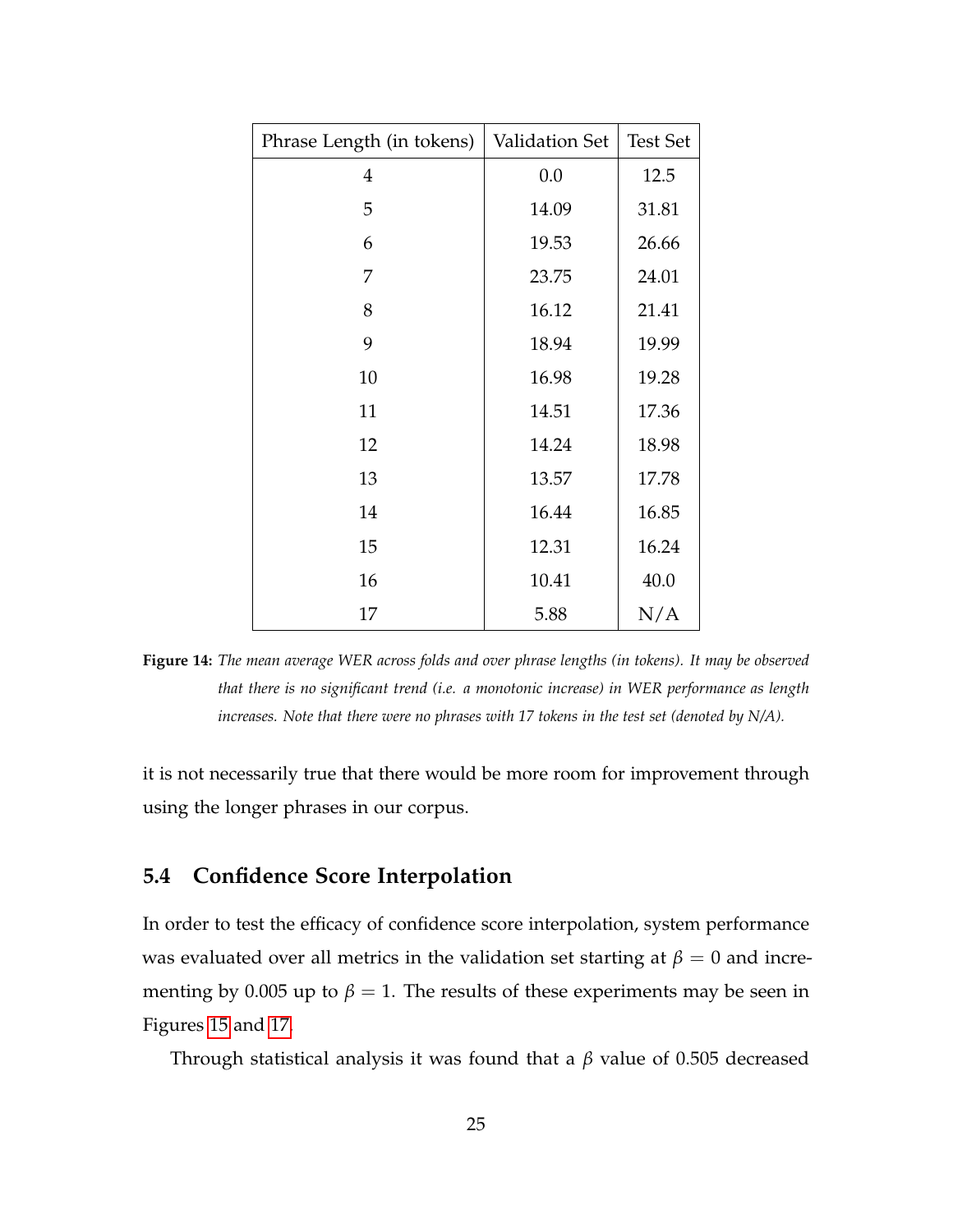| Phrase Length (in tokens) | Validation Set | Test Set |
|---|---|---|
| 4 | 0.0 | 12.5 |
| 5 | 14.09 | 31.81 |
| 6 | 19.53 | 26.66 |
| 7 | 23.75 | 24.01 |
| 8 | 16.12 | 21.41 |
| 9 | 18.94 | 19.99 |
| 10 | 16.98 | 19.28 |
| 11 | 14.51 | 17.36 |
| 12 | 14.24 | 18.98 |
| 13 | 13.57 | 17.78 |
| 14 | 16.44 | 16.85 |
| 15 | 12.31 | 16.24 |
| 16 | 10.41 | 40.0 |
| 17 | 5.88 | N/A |

**Figure 14:** *The mean average WER across folds and over phrase lengths (in tokens). It may be observed that there is no significant trend (i.e. a monotonic increase) in WER performance as length increases. Note that there were no phrases with 17 tokens in the test set (denoted by N/A).*

it is not necessarily true that there would be more room for improvement through using the longer phrases in our corpus.

## 5.4 Confidence Score Interpolation

In order to test the efficacy of confidence score interpolation, system performance was evaluated over all metrics in the validation set starting at $\beta = 0$ and incrementing by 0.005 up to $\beta = 1$. The results of these experiments may be seen in Figures 15 and 17.

Through statistical analysis it was found that a $\beta$ value of 0.505 decreased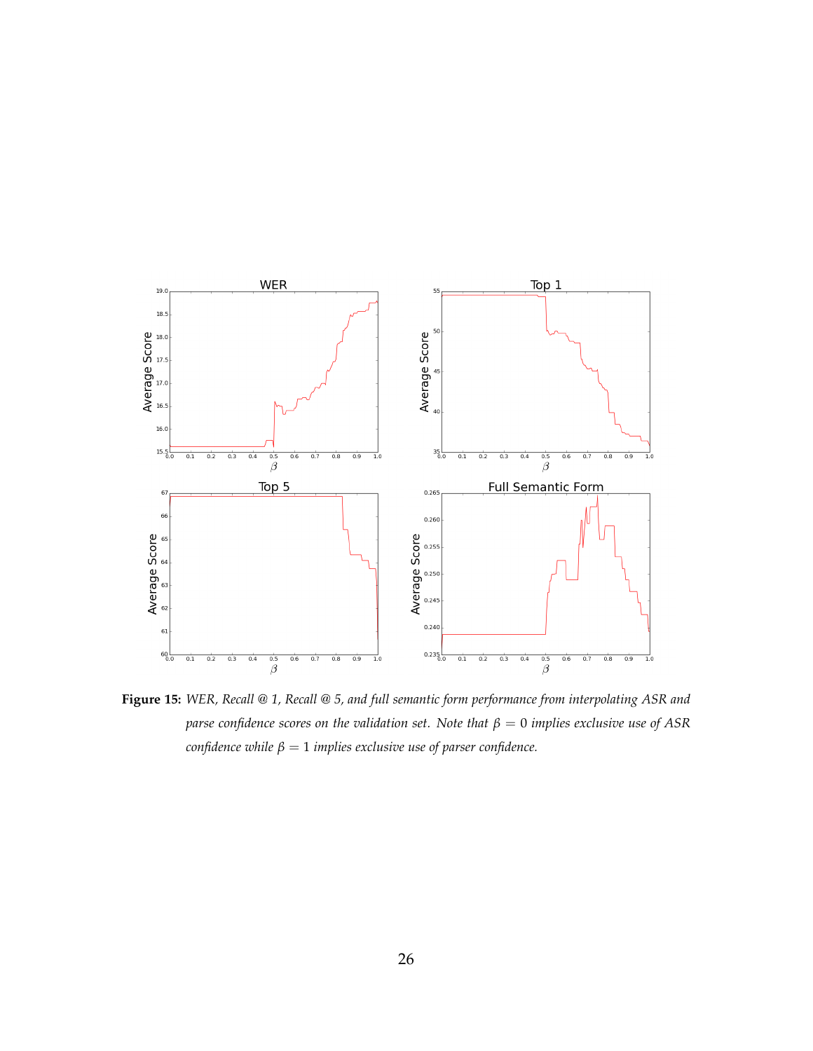**Figure 15:** *WER, Recall @ 1, Recall @ 5, and full semantic form performance from interpolating ASR and parse confidence scores on the validation set. Note that $\beta = 0$ implies exclusive use of ASR confidence while $\beta = 1$ implies exclusive use of parser confidence.*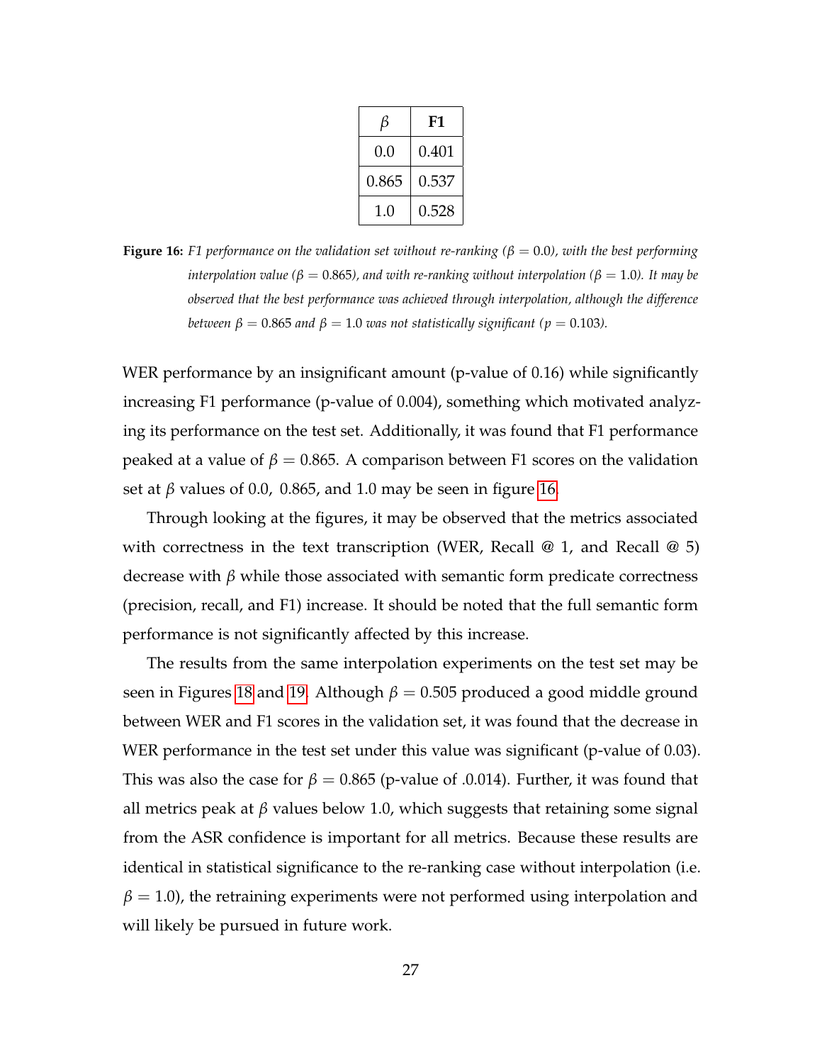| $\beta$ | **F1** |
|---|---|
| 0.0 | 0.401 |
| 0.865 | 0.537 |
| 1.0 | 0.528 |

**Figure 16:** *F1 performance on the validation set without re-ranking ($\beta = 0.0$), with the best performing interpolation value ($\beta = 0.865$), and with re-ranking without interpolation ($\beta = 1.0$). It may be observed that the best performance was achieved through interpolation, although the difference between $\beta = 0.865$ and $\beta = 1.0$ was not statistically significant ($p = 0.103$).*

WER performance by an insignificant amount (p-value of 0.16) while significantly increasing F1 performance (p-value of 0.004), something which motivated analyzing its performance on the test set. Additionally, it was found that F1 performance peaked at a value of $\beta = 0.865$. A comparison between F1 scores on the validation set at $\beta$ values of 0.0, 0.865, and 1.0 may be seen in figure 16.

Through looking at the figures, it may be observed that the metrics associated with correctness in the text transcription (WER, Recall @ 1, and Recall @ 5) decrease with $\beta$ while those associated with semantic form predicate correctness (precision, recall, and F1) increase. It should be noted that the full semantic form performance is not significantly affected by this increase.

The results from the same interpolation experiments on the test set may be seen in Figures 18 and 19. Although $\beta = 0.505$ produced a good middle ground between WER and F1 scores in the validation set, it was found that the decrease in WER performance in the test set under this value was significant (p-value of 0.03). This was also the case for $\beta = 0.865$ (p-value of .0.014). Further, it was found that all metrics peak at $\beta$ values below 1.0, which suggests that retaining some signal from the ASR confidence is important for all metrics. Because these results are identical in statistical significance to the re-ranking case without interpolation (i.e. $\beta = 1.0$), the retraining experiments were not performed using interpolation and will likely be pursued in future work.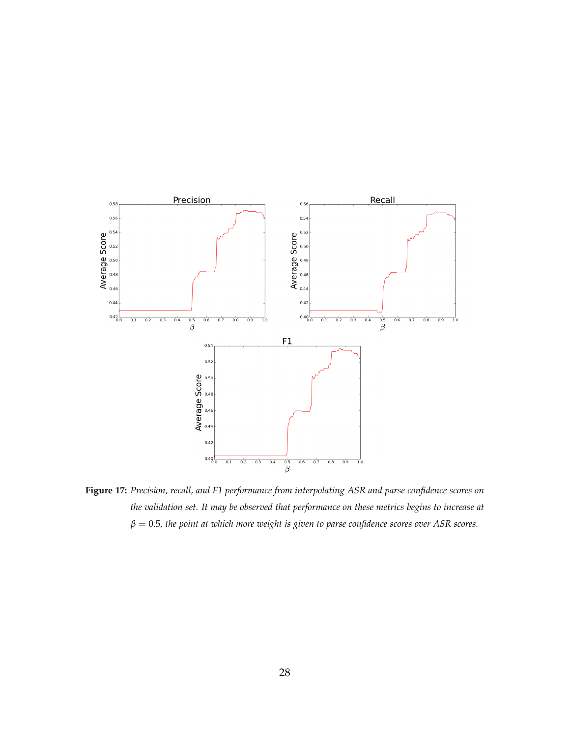**Figure 17:** *Precision, recall, and F1 performance from interpolating ASR and parse confidence scores on the validation set. It may be observed that performance on these metrics begins to increase at* $\beta = 0.5$*, the point at which more weight is given to parse confidence scores over ASR scores.*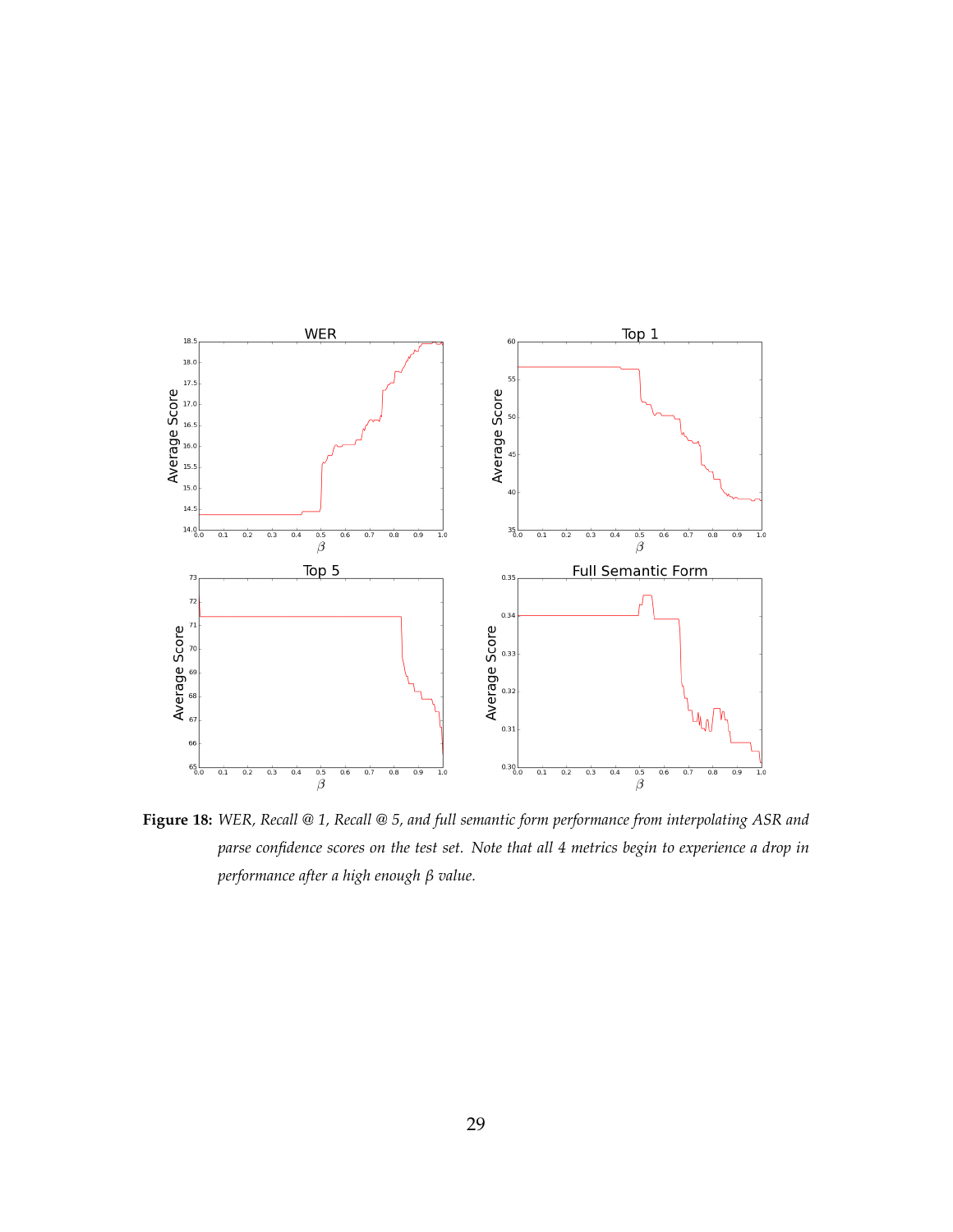**Figure 18:** *WER, Recall @ 1, Recall @ 5, and full semantic form performance from interpolating ASR and parse confidence scores on the test set. Note that all 4 metrics begin to experience a drop in performance after a high enough $\beta$ value.*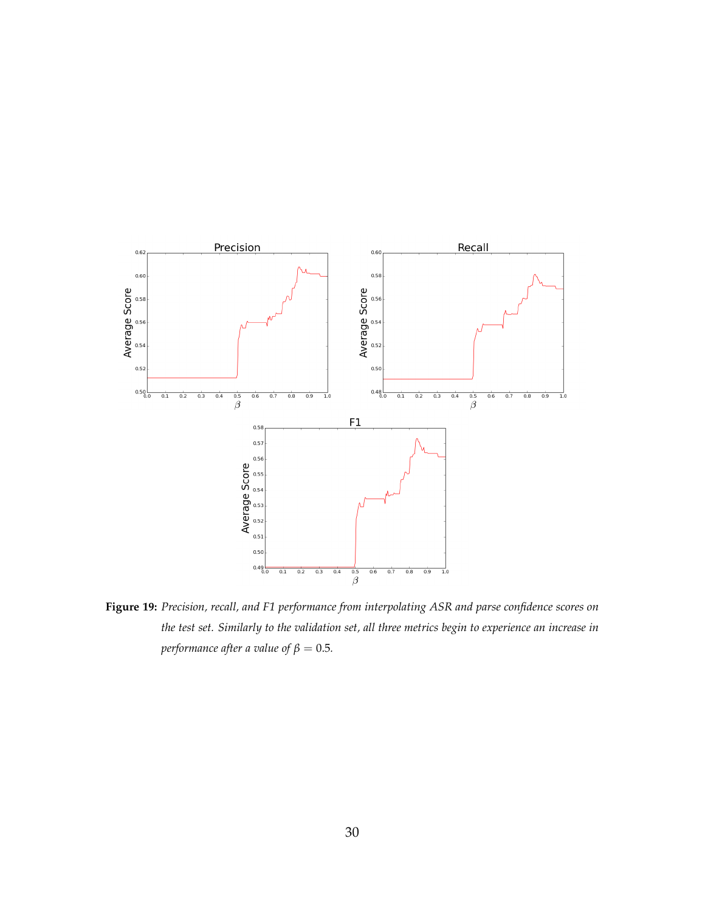**Figure 19:** *Precision, recall, and F1 performance from interpolating ASR and parse confidence scores on the test set. Similarly to the validation set, all three metrics begin to experience an increase in performance after a value of* $\beta = 0.5$.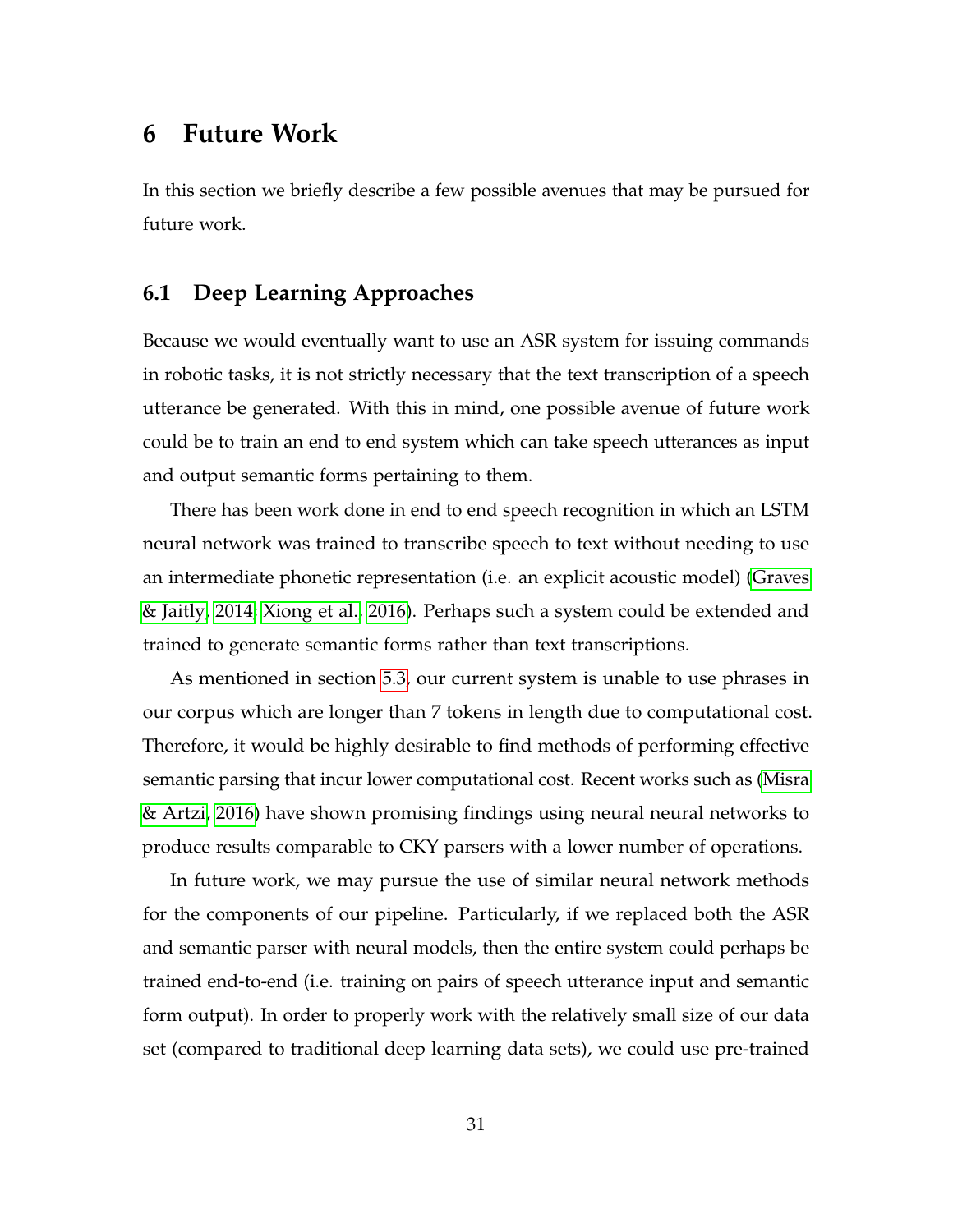# 6 Future Work

In this section we briefly describe a few possible avenues that may be pursued for future work.

## 6.1 Deep Learning Approaches

Because we would eventually want to use an ASR system for issuing commands in robotic tasks, it is not strictly necessary that the text transcription of a speech utterance be generated. With this in mind, one possible avenue of future work could be to train an end to end system which can take speech utterances as input and output semantic forms pertaining to them.

There has been work done in end to end speech recognition in which an LSTM neural network was trained to transcribe speech to text without needing to use an intermediate phonetic representation (i.e. an explicit acoustic model) (Graves & Jaitly, 2014; Xiong et al., 2016). Perhaps such a system could be extended and trained to generate semantic forms rather than text transcriptions.

As mentioned in section 5.3, our current system is unable to use phrases in our corpus which are longer than 7 tokens in length due to computational cost. Therefore, it would be highly desirable to find methods of performing effective semantic parsing that incur lower computational cost. Recent works such as (Misra & Artzi, 2016) have shown promising findings using neural neural networks to produce results comparable to CKY parsers with a lower number of operations.

In future work, we may pursue the use of similar neural network methods for the components of our pipeline. Particularly, if we replaced both the ASR and semantic parser with neural models, then the entire system could perhaps be trained end-to-end (i.e. training on pairs of speech utterance input and semantic form output). In order to properly work with the relatively small size of our data set (compared to traditional deep learning data sets), we could use pre-trained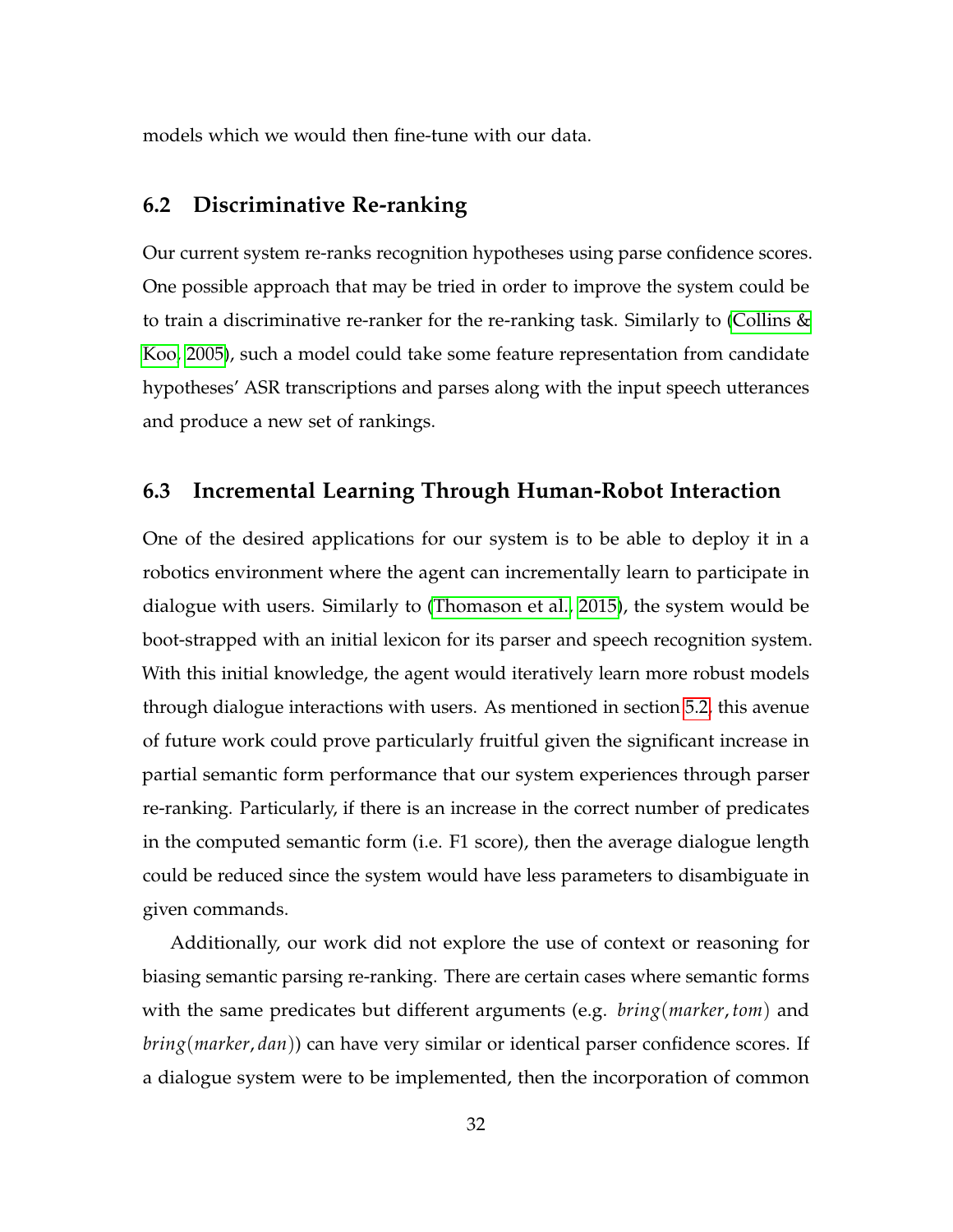models which we would then fine-tune with our data.

## 6.2 Discriminative Re-ranking

Our current system re-ranks recognition hypotheses using parse confidence scores. One possible approach that may be tried in order to improve the system could be to train a discriminative re-ranker for the re-ranking task. Similarly to (Collins & Koo, 2005), such a model could take some feature representation from candidate hypotheses' ASR transcriptions and parses along with the input speech utterances and produce a new set of rankings.

## 6.3 Incremental Learning Through Human-Robot Interaction

One of the desired applications for our system is to be able to deploy it in a robotics environment where the agent can incrementally learn to participate in dialogue with users. Similarly to (Thomason et al., 2015), the system would be boot-strapped with an initial lexicon for its parser and speech recognition system. With this initial knowledge, the agent would iteratively learn more robust models through dialogue interactions with users. As mentioned in section 5.2, this avenue of future work could prove particularly fruitful given the significant increase in partial semantic form performance that our system experiences through parser re-ranking. Particularly, if there is an increase in the correct number of predicates in the computed semantic form (i.e. F1 score), then the average dialogue length could be reduced since the system would have less parameters to disambiguate in given commands.

Additionally, our work did not explore the use of context or reasoning for biasing semantic parsing re-ranking. There are certain cases where semantic forms with the same predicates but different arguments (e.g. $bring(marker, tom)$ and $bring(marker, dan)$) can have very similar or identical parser confidence scores. If a dialogue system were to be implemented, then the incorporation of common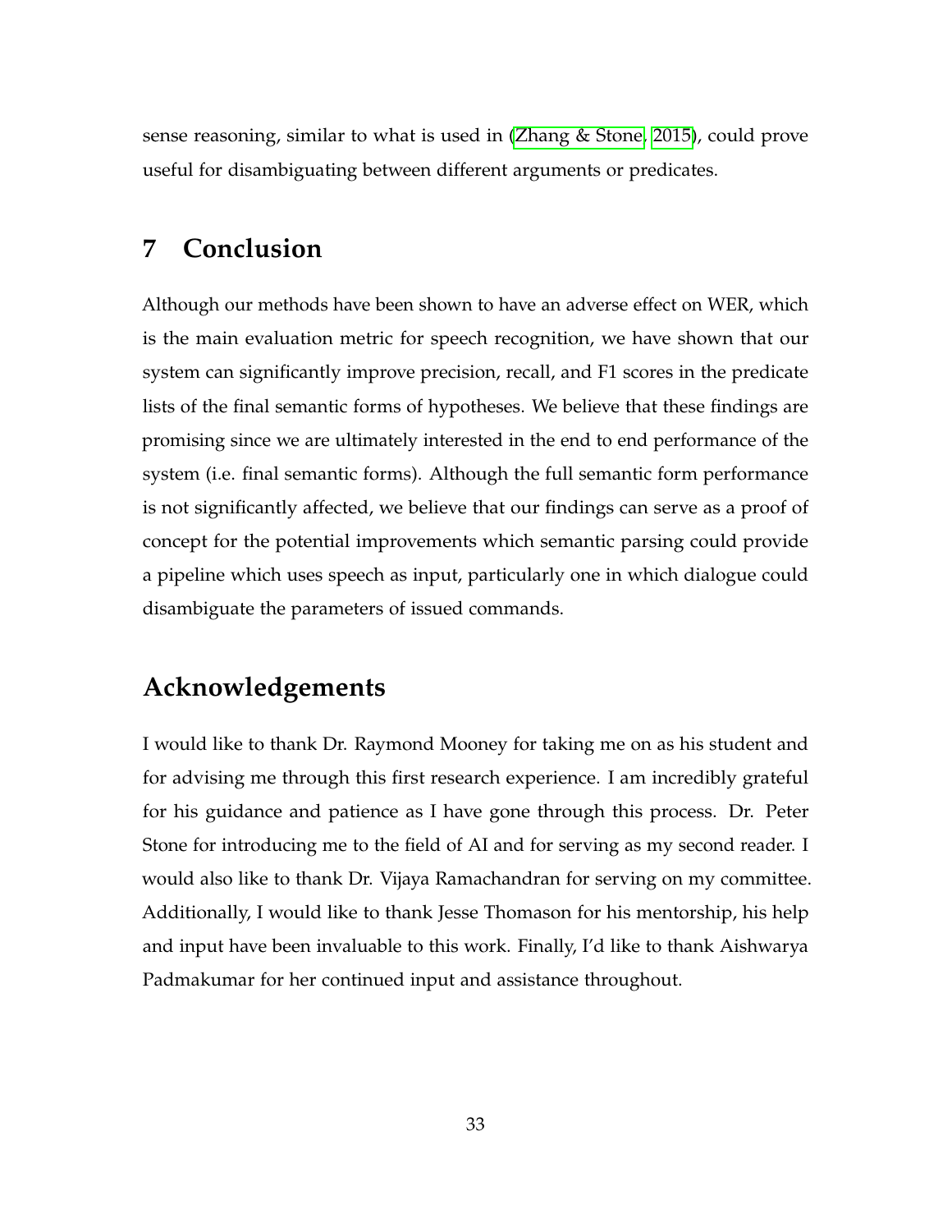sense reasoning, similar to what is used in (Zhang & Stone, 2015), could prove useful for disambiguating between different arguments or predicates.

# 7 Conclusion

Although our methods have been shown to have an adverse effect on WER, which is the main evaluation metric for speech recognition, we have shown that our system can significantly improve precision, recall, and F1 scores in the predicate lists of the final semantic forms of hypotheses. We believe that these findings are promising since we are ultimately interested in the end to end performance of the system (i.e. final semantic forms). Although the full semantic form performance is not significantly affected, we believe that our findings can serve as a proof of concept for the potential improvements which semantic parsing could provide a pipeline which uses speech as input, particularly one in which dialogue could disambiguate the parameters of issued commands.

# Acknowledgements

I would like to thank Dr. Raymond Mooney for taking me on as his student and for advising me through this first research experience. I am incredibly grateful for his guidance and patience as I have gone through this process. Dr. Peter Stone for introducing me to the field of AI and for serving as my second reader. I would also like to thank Dr. Vijaya Ramachandran for serving on my committee. Additionally, I would like to thank Jesse Thomason for his mentorship, his help and input have been invaluable to this work. Finally, I'd like to thank Aishwarya Padmakumar for her continued input and assistance throughout.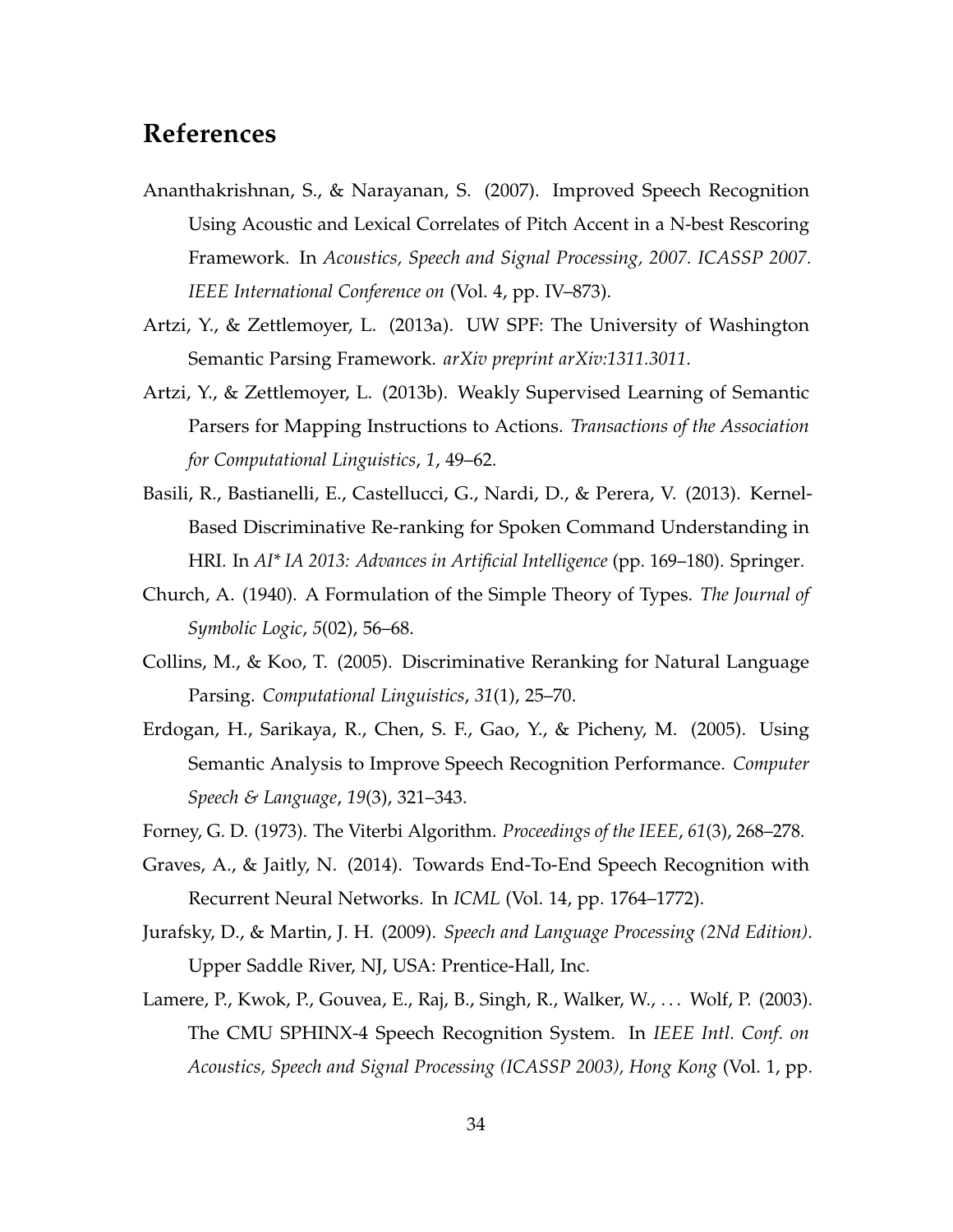## References

Ananthakrishnan, S., & Narayanan, S. (2007). Improved Speech Recognition Using Acoustic and Lexical Correlates of Pitch Accent in a N-best Rescoring Framework. In *Acoustics, Speech and Signal Processing, 2007. ICASSP 2007. IEEE International Conference on* (Vol. 4, pp. IV–873).

Artzi, Y., & Zettlemoyer, L. (2013a). UW SPF: The University of Washington Semantic Parsing Framework. *arXiv preprint arXiv:1311.3011*.

Artzi, Y., & Zettlemoyer, L. (2013b). Weakly Supervised Learning of Semantic Parsers for Mapping Instructions to Actions. *Transactions of the Association for Computational Linguistics*, *1*, 49–62.

Basili, R., Bastianelli, E., Castellucci, G., Nardi, D., & Perera, V. (2013). Kernel-Based Discriminative Re-ranking for Spoken Command Understanding in HRI. In *AI* IA 2013: Advances in Artificial Intelligence* (pp. 169–180). Springer.

Church, A. (1940). A Formulation of the Simple Theory of Types. *The Journal of Symbolic Logic*, *5*(02), 56–68.

Collins, M., & Koo, T. (2005). Discriminative Reranking for Natural Language Parsing. *Computational Linguistics*, *31*(1), 25–70.

Erdogan, H., Sarikaya, R., Chen, S. F., Gao, Y., & Picheny, M. (2005). Using Semantic Analysis to Improve Speech Recognition Performance. *Computer Speech & Language*, *19*(3), 321–343.

Forney, G. D. (1973). The Viterbi Algorithm. *Proceedings of the IEEE*, *61*(3), 268–278.

Graves, A., & Jaitly, N. (2014). Towards End-To-End Speech Recognition with Recurrent Neural Networks. In *ICML* (Vol. 14, pp. 1764–1772).

Jurafsky, D., & Martin, J. H. (2009). *Speech and Language Processing (2Nd Edition)*. Upper Saddle River, NJ, USA: Prentice-Hall, Inc.

Lamere, P., Kwok, P., Gouvea, E., Raj, B., Singh, R., Walker, W., ... Wolf, P. (2003). The CMU SPHINX-4 Speech Recognition System. In *IEEE Intl. Conf. on Acoustics, Speech and Signal Processing (ICASSP 2003), Hong Kong* (Vol. 1, pp.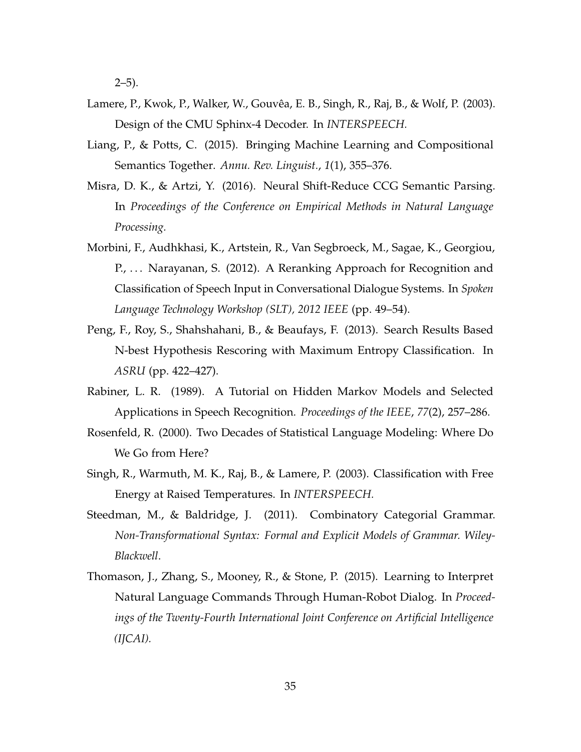2–5).

Lamere, P., Kwok, P., Walker, W., Gouvêa, E. B., Singh, R., Raj, B., & Wolf, P. (2003). Design of the CMU Sphinx-4 Decoder. In *INTERSPEECH.*

Liang, P., & Potts, C. (2015). Bringing Machine Learning and Compositional Semantics Together. *Annu. Rev. Linguist.*, *1*(1), 355–376.

Misra, D. K., & Artzi, Y. (2016). Neural Shift-Reduce CCG Semantic Parsing. In *Proceedings of the Conference on Empirical Methods in Natural Language Processing.*

Morbini, F., Audhkhasi, K., Artstein, R., Van Segbroeck, M., Sagae, K., Georgiou, P., ... Narayanan, S. (2012). A Reranking Approach for Recognition and Classification of Speech Input in Conversational Dialogue Systems. In *Spoken Language Technology Workshop (SLT), 2012 IEEE* (pp. 49–54).

Peng, F., Roy, S., Shahshahani, B., & Beaufays, F. (2013). Search Results Based N-best Hypothesis Rescoring with Maximum Entropy Classification. In *ASRU* (pp. 422–427).

Rabiner, L. R. (1989). A Tutorial on Hidden Markov Models and Selected Applications in Speech Recognition. *Proceedings of the IEEE*, *77*(2), 257–286.

Rosenfeld, R. (2000). Two Decades of Statistical Language Modeling: Where Do We Go from Here?

Singh, R., Warmuth, M. K., Raj, B., & Lamere, P. (2003). Classification with Free Energy at Raised Temperatures. In *INTERSPEECH.*

Steedman, M., & Baldridge, J. (2011). Combinatory Categorial Grammar. *Non-Transformational Syntax: Formal and Explicit Models of Grammar. Wiley-Blackwell*.

Thomason, J., Zhang, S., Mooney, R., & Stone, P. (2015). Learning to Interpret Natural Language Commands Through Human-Robot Dialog. In *Proceedings of the Twenty-Fourth International Joint Conference on Artificial Intelligence (IJCAI).*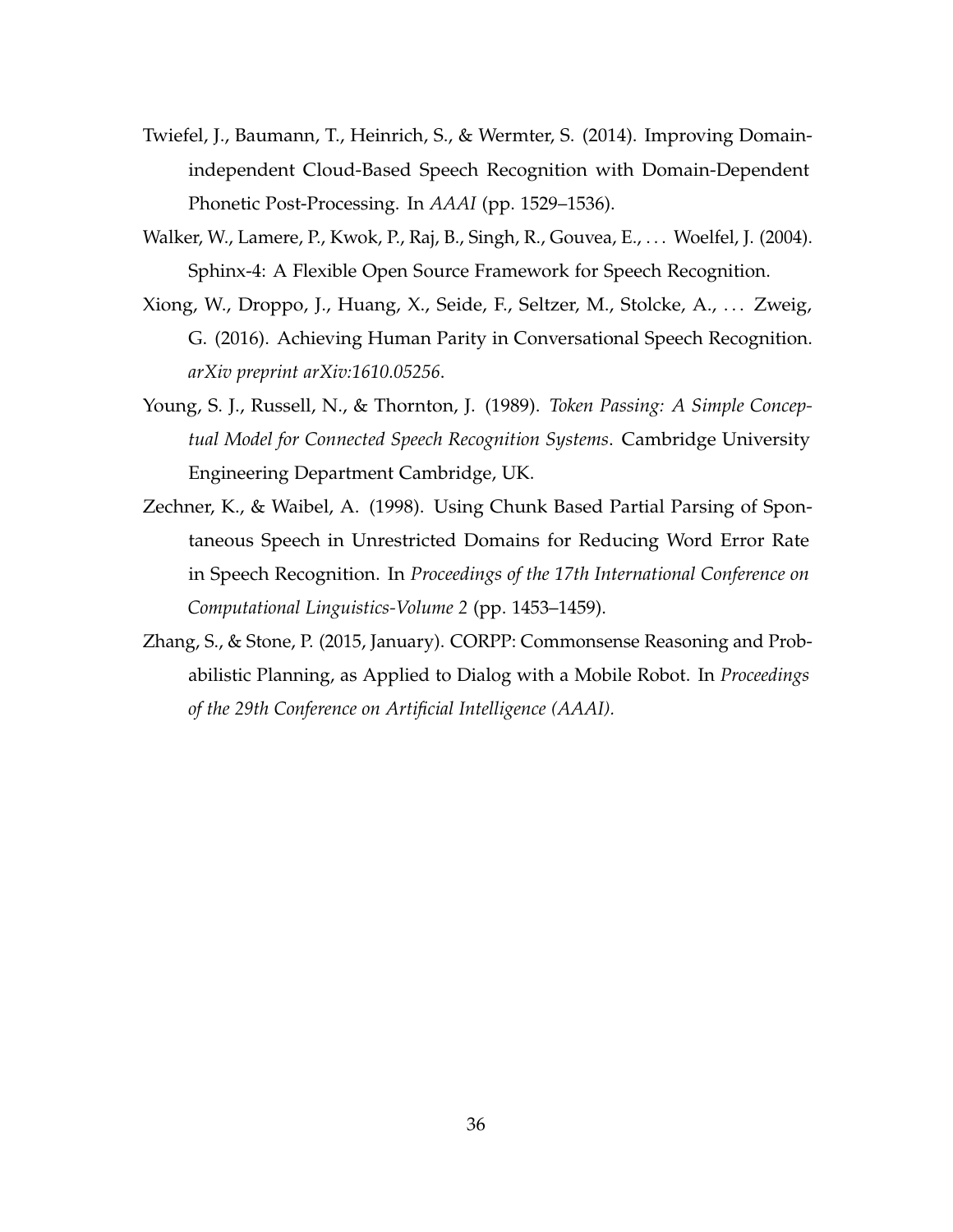Twiefel, J., Baumann, T., Heinrich, S., & Wermter, S. (2014). Improving Domain-independent Cloud-Based Speech Recognition with Domain-Dependent Phonetic Post-Processing. In *AAAI* (pp. 1529–1536).

Walker, W., Lamere, P., Kwok, P., Raj, B., Singh, R., Gouvea, E., ... Woelfel, J. (2004). Sphinx-4: A Flexible Open Source Framework for Speech Recognition.

Xiong, W., Droppo, J., Huang, X., Seide, F., Seltzer, M., Stolcke, A., ... Zweig, G. (2016). Achieving Human Parity in Conversational Speech Recognition. *arXiv preprint arXiv:1610.05256*.

Young, S. J., Russell, N., & Thornton, J. (1989). *Token Passing: A Simple Conceptual Model for Connected Speech Recognition Systems*. Cambridge University Engineering Department Cambridge, UK.

Zechner, K., & Waibel, A. (1998). Using Chunk Based Partial Parsing of Spontaneous Speech in Unrestricted Domains for Reducing Word Error Rate in Speech Recognition. In *Proceedings of the 17th International Conference on Computational Linguistics-Volume 2* (pp. 1453–1459).

Zhang, S., & Stone, P. (2015, January). CORPP: Commonsense Reasoning and Probabilistic Planning, as Applied to Dialog with a Mobile Robot. In *Proceedings of the 29th Conference on Artificial Intelligence (AAAI).*